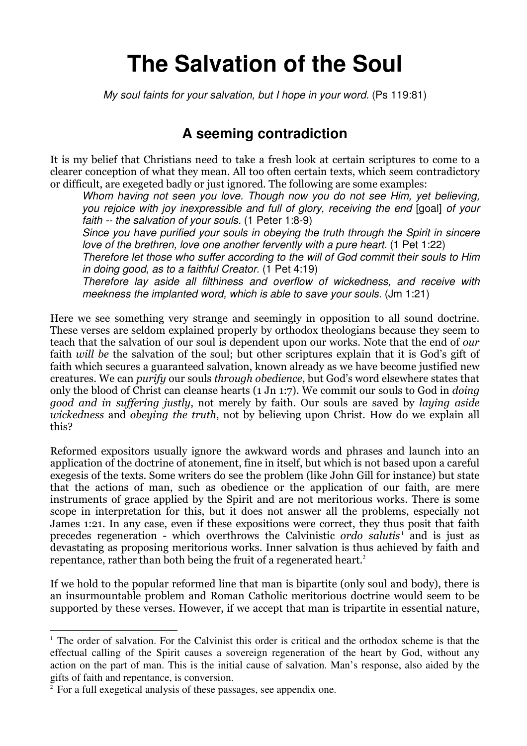# The Salvation of the Soul

*My soul faints for your salvation, but I hope in your word.* (Ps 119:81)

## A seeming contradiction

It is my belief that Christians need to take a fresh look at certain scriptures to come to a clearer conception of what they mean. All too often certain texts, which seem contradictory or difficult, are exegeted badly or just ignored. The following are some examples:

> *Whom having not seen you love. Though now you do not see Him, yet believing, you rejoice with joy inexpressible and full of glory, receiving the end* [goal] *of your faith -- the salvation of your souls.* (1 Peter 1:8-9)
>
> *Since you have purified your souls in obeying the truth through the Spirit in sincere love of the brethren, love one another fervently with a pure heart.* (1 Pet 1:22)
>
> *Therefore let those who suffer according to the will of God commit their souls to Him in doing good, as to a faithful Creator.* (1 Pet 4:19)
>
> *Therefore lay aside all filthiness and overflow of wickedness, and receive with meekness the implanted word, which is able to save your souls.* (Jm 1:21)

Here we see something very strange and seemingly in opposition to all sound doctrine. These verses are seldom explained properly by orthodox theologians because they seem to teach that the salvation of our soul is dependent upon our works. Note that the end of *our* faith *will be* the salvation of the soul; but other scriptures explain that it is God's gift of faith which secures a guaranteed salvation, known already as we have become justified new creatures. We can *purify* our souls *through obedience*, but God's word elsewhere states that only the blood of Christ can cleanse hearts (1 Jn 1:7). We commit our souls to God in *doing good and in suffering justly*, not merely by faith. Our souls are saved by *laying aside wickedness* and *obeying the truth*, not by believing upon Christ. How do we explain all this?

Reformed expositors usually ignore the awkward words and phrases and launch into an application of the doctrine of atonement, fine in itself, but which is not based upon a careful exegesis of the texts. Some writers do see the problem (like John Gill for instance) but state that the actions of man, such as obedience or the application of our faith, are mere instruments of grace applied by the Spirit and are not meritorious works. There is some scope in interpretation for this, but it does not answer all the problems, especially not James 1:21. In any case, even if these expositions were correct, they thus posit that faith precedes regeneration - which overthrows the Calvinistic *ordo salutis*[1] and is just as devastating as proposing meritorious works. Inner salvation is thus achieved by faith and repentance, rather than both being the fruit of a regenerated heart.[2]

If we hold to the popular reformed line that man is bipartite (only soul and body), there is an insurmountable problem and Roman Catholic meritorious doctrine would seem to be supported by these verses. However, if we accept that man is tripartite in essential nature,

---

[1] The order of salvation. For the Calvinist this order is critical and the orthodox scheme is that the effectual calling of the Spirit causes a sovereign regeneration of the heart by God, without any action on the part of man. This is the initial cause of salvation. Man's response, also aided by the gifts of faith and repentance, is conversion.

[2] For a full exegetical analysis of these passages, see appendix one.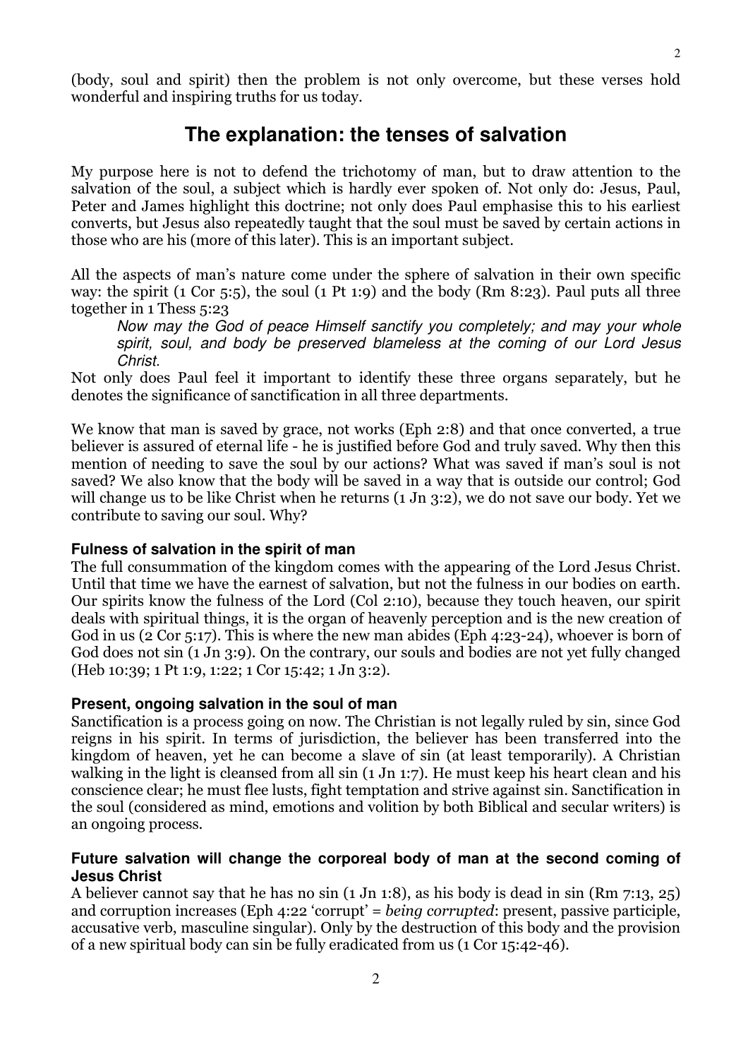(body, soul and spirit) then the problem is not only overcome, but these verses hold wonderful and inspiring truths for us today.

## The explanation: the tenses of salvation

My purpose here is not to defend the trichotomy of man, but to draw attention to the salvation of the soul, a subject which is hardly ever spoken of. Not only do: Jesus, Paul, Peter and James highlight this doctrine; not only does Paul emphasise this to his earliest converts, but Jesus also repeatedly taught that the soul must be saved by certain actions in those who are his (more of this later). This is an important subject.

All the aspects of man's nature come under the sphere of salvation in their own specific way: the spirit (1 Cor 5:5), the soul (1 Pt 1:9) and the body (Rm 8:23). Paul puts all three together in 1 Thess 5:23

> *Now may the God of peace Himself sanctify you completely; and may your whole spirit, soul, and body be preserved blameless at the coming of our Lord Jesus Christ.*

Not only does Paul feel it important to identify these three organs separately, but he denotes the significance of sanctification in all three departments.

We know that man is saved by grace, not works (Eph 2:8) and that once converted, a true believer is assured of eternal life - he is justified before God and truly saved. Why then this mention of needing to save the soul by our actions? What was saved if man's soul is not saved? We also know that the body will be saved in a way that is outside our control; God will change us to be like Christ when he returns (1 Jn 3:2), we do not save our body. Yet we contribute to saving our soul. Why?

#### Fulness of salvation in the spirit of man

The full consummation of the kingdom comes with the appearing of the Lord Jesus Christ. Until that time we have the earnest of salvation, but not the fulness in our bodies on earth. Our spirits know the fulness of the Lord (Col 2:10), because they touch heaven, our spirit deals with spiritual things, it is the organ of heavenly perception and is the new creation of God in us (2 Cor 5:17). This is where the new man abides (Eph 4:23-24), whoever is born of God does not sin (1 Jn 3:9). On the contrary, our souls and bodies are not yet fully changed (Heb 10:39; 1 Pt 1:9, 1:22; 1 Cor 15:42; 1 Jn 3:2).

#### Present, ongoing salvation in the soul of man

Sanctification is a process going on now. The Christian is not legally ruled by sin, since God reigns in his spirit. In terms of jurisdiction, the believer has been transferred into the kingdom of heaven, yet he can become a slave of sin (at least temporarily). A Christian walking in the light is cleansed from all sin (1 Jn 1:7). He must keep his heart clean and his conscience clear; he must flee lusts, fight temptation and strive against sin. Sanctification in the soul (considered as mind, emotions and volition by both Biblical and secular writers) is an ongoing process.

#### Future salvation will change the corporeal body of man at the second coming of Jesus Christ

A believer cannot say that he has no sin (1 Jn 1:8), as his body is dead in sin (Rm 7:13, 25) and corruption increases (Eph 4:22 'corrupt' = *being corrupted*: present, passive participle, accusative verb, masculine singular). Only by the destruction of this body and the provision of a new spiritual body can sin be fully eradicated from us (1 Cor 15:42-46).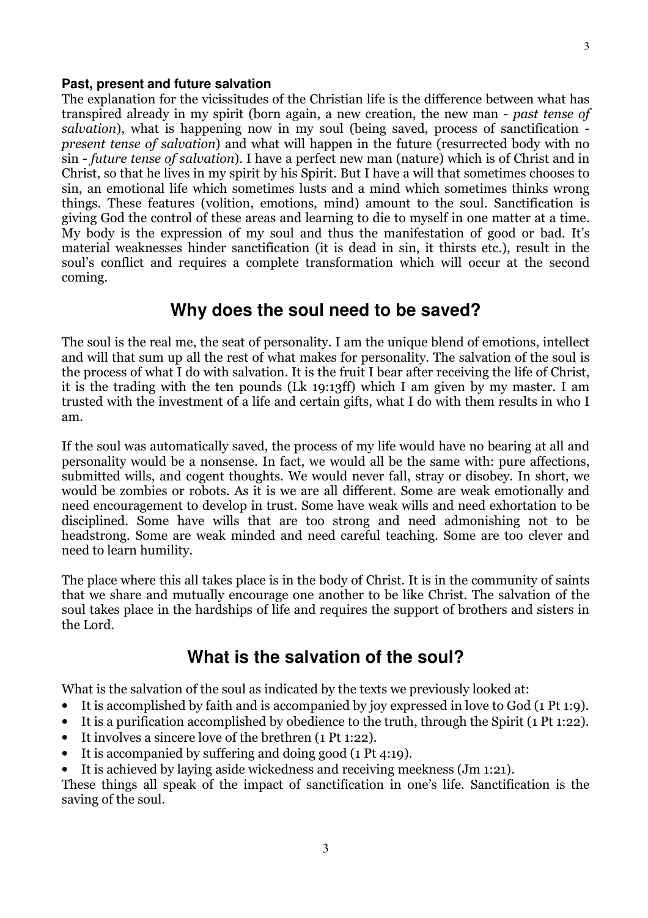**Past, present and future salvation**

The explanation for the vicissitudes of the Christian life is the difference between what has transpired already in my spirit (born again, a new creation, the new man - *past tense of salvation*), what is happening now in my soul (being saved, process of sanctification - *present tense of salvation*) and what will happen in the future (resurrected body with no sin - *future tense of salvation*). I have a perfect new man (nature) which is of Christ and in Christ, so that he lives in my spirit by his Spirit. But I have a will that sometimes chooses to sin, an emotional life which sometimes lusts and a mind which sometimes thinks wrong things. These features (volition, emotions, mind) amount to the soul. Sanctification is giving God the control of these areas and learning to die to myself in one matter at a time. My body is the expression of my soul and thus the manifestation of good or bad. It's material weaknesses hinder sanctification (it is dead in sin, it thirsts etc.), result in the soul's conflict and requires a complete transformation which will occur at the second coming.

## Why does the soul need to be saved?

The soul is the real me, the seat of personality. I am the unique blend of emotions, intellect and will that sum up all the rest of what makes for personality. The salvation of the soul is the process of what I do with salvation. It is the fruit I bear after receiving the life of Christ, it is the trading with the ten pounds (Lk 19:13ff) which I am given by my master. I am trusted with the investment of a life and certain gifts, what I do with them results in who I am.

If the soul was automatically saved, the process of my life would have no bearing at all and personality would be a nonsense. In fact, we would all be the same with: pure affections, submitted wills, and cogent thoughts. We would never fall, stray or disobey. In short, we would be zombies or robots. As it is we are all different. Some are weak emotionally and need encouragement to develop in trust. Some have weak wills and need exhortation to be disciplined. Some have wills that are too strong and need admonishing not to be headstrong. Some are weak minded and need careful teaching. Some are too clever and need to learn humility.

The place where this all takes place is in the body of Christ. It is in the community of saints that we share and mutually encourage one another to be like Christ. The salvation of the soul takes place in the hardships of life and requires the support of brothers and sisters in the Lord.

## What is the salvation of the soul?

What is the salvation of the soul as indicated by the texts we previously looked at:

- It is accomplished by faith and is accompanied by joy expressed in love to God (1 Pt 1:9).
- It is a purification accomplished by obedience to the truth, through the Spirit (1 Pt 1:22).
- It involves a sincere love of the brethren (1 Pt 1:22).
- It is accompanied by suffering and doing good (1 Pt 4:19).
- It is achieved by laying aside wickedness and receiving meekness (Jm 1:21).

These things all speak of the impact of sanctification in one's life. Sanctification is the saving of the soul.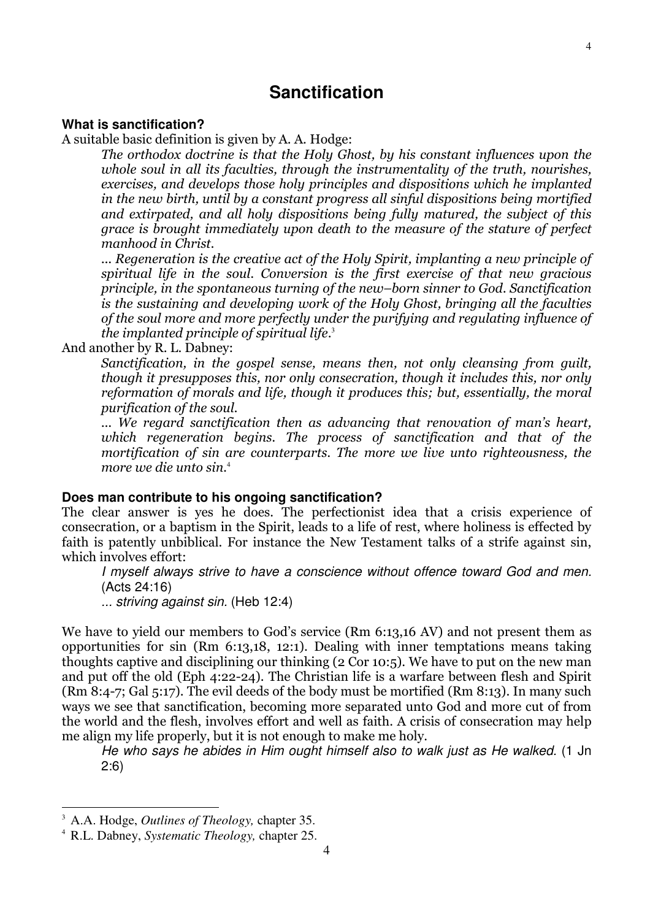# Sanctification

**What is sanctification?**

A suitable basic definition is given by A. A. Hodge:

> *The orthodox doctrine is that the Holy Ghost, by his constant influences upon the whole soul in all its faculties, through the instrumentality of the truth, nourishes, exercises, and develops those holy principles and dispositions which he implanted in the new birth, until by a constant progress all sinful dispositions being mortified and extirpated, and all holy dispositions being fully matured, the subject of this grace is brought immediately upon death to the measure of the stature of perfect manhood in Christ.*
>
> *... Regeneration is the creative act of the Holy Spirit, implanting a new principle of spiritual life in the soul. Conversion is the first exercise of that new gracious principle, in the spontaneous turning of the new–born sinner to God. Sanctification is the sustaining and developing work of the Holy Ghost, bringing all the faculties of the soul more and more perfectly under the purifying and regulating influence of the implanted principle of spiritual life.*[3]

And another by R. L. Dabney:

> *Sanctification, in the gospel sense, means then, not only cleansing from guilt, though it presupposes this, nor only consecration, though it includes this, nor only reformation of morals and life, though it produces this; but, essentially, the moral purification of the soul.*
>
> *... We regard sanctification then as advancing that renovation of man's heart, which regeneration begins. The process of sanctification and that of the mortification of sin are counterparts. The more we live unto righteousness, the more we die unto sin.*[4]

**Does man contribute to his ongoing sanctification?**

The clear answer is yes he does. The perfectionist idea that a crisis experience of consecration, or a baptism in the Spirit, leads to a life of rest, where holiness is effected by faith is patently unbiblical. For instance the New Testament talks of a strife against sin, which involves effort:

> *I myself always strive to have a conscience without offence toward God and men.* (Acts 24:16)
>
> *... striving against sin.* (Heb 12:4)

We have to yield our members to God's service (Rm 6:13,16 AV) and not present them as opportunities for sin (Rm 6:13,18, 12:1). Dealing with inner temptations means taking thoughts captive and disciplining our thinking (2 Cor 10:5). We have to put on the new man and put off the old (Eph 4:22-24). The Christian life is a warfare between flesh and Spirit (Rm 8:4-7; Gal 5:17). The evil deeds of the body must be mortified (Rm 8:13). In many such ways we see that sanctification, becoming more separated unto God and more cut of from the world and the flesh, involves effort and well as faith. A crisis of consecration may help me align my life properly, but it is not enough to make me holy.

> *He who says he abides in Him ought himself also to walk just as He walked.* (1 Jn 2:6)

---

[3] A.A. Hodge, *Outlines of Theology,* chapter 35.

[4] R.L. Dabney, *Systematic Theology,* chapter 25.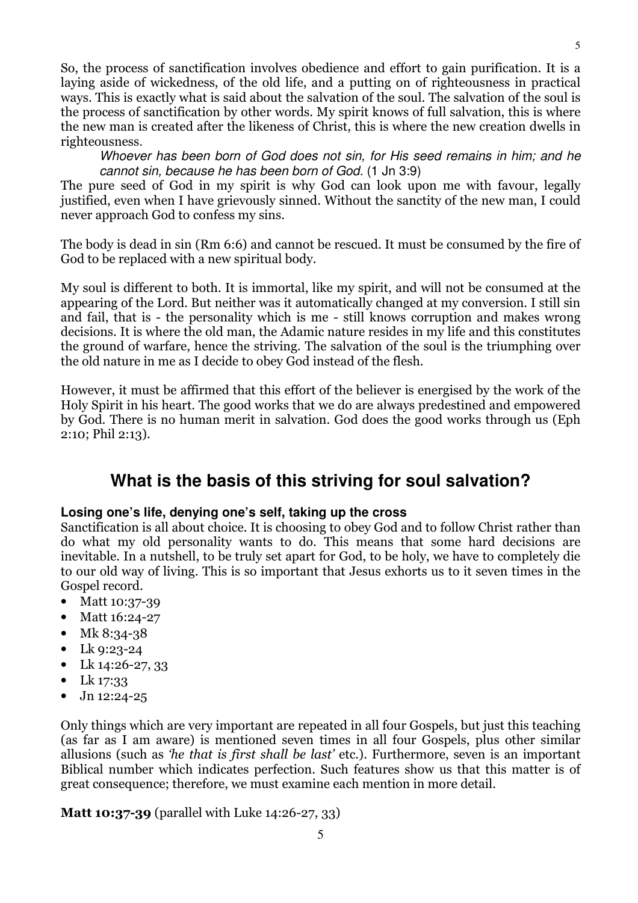So, the process of sanctification involves obedience and effort to gain purification. It is a laying aside of wickedness, of the old life, and a putting on of righteousness in practical ways. This is exactly what is said about the salvation of the soul. The salvation of the soul is the process of sanctification by other words. My spirit knows of full salvation, this is where the new man is created after the likeness of Christ, this is where the new creation dwells in righteousness.

> *Whoever has been born of God does not sin, for His seed remains in him; and he cannot sin, because he has been born of God.* (1 Jn 3:9)

The pure seed of God in my spirit is why God can look upon me with favour, legally justified, even when I have grievously sinned. Without the sanctity of the new man, I could never approach God to confess my sins.

The body is dead in sin (Rm 6:6) and cannot be rescued. It must be consumed by the fire of God to be replaced with a new spiritual body.

My soul is different to both. It is immortal, like my spirit, and will not be consumed at the appearing of the Lord. But neither was it automatically changed at my conversion. I still sin and fail, that is - the personality which is me - still knows corruption and makes wrong decisions. It is where the old man, the Adamic nature resides in my life and this constitutes the ground of warfare, hence the striving. The salvation of the soul is the triumphing over the old nature in me as I decide to obey God instead of the flesh.

However, it must be affirmed that this effort of the believer is energised by the work of the Holy Spirit in his heart. The good works that we do are always predestined and empowered by God. There is no human merit in salvation. God does the good works through us (Eph 2:10; Phil 2:13).

## What is the basis of this striving for soul salvation?

#### Losing one's life, denying one's self, taking up the cross

Sanctification is all about choice. It is choosing to obey God and to follow Christ rather than do what my old personality wants to do. This means that some hard decisions are inevitable. In a nutshell, to be truly set apart for God, to be holy, we have to completely die to our old way of living. This is so important that Jesus exhorts us to it seven times in the Gospel record.

- Matt 10:37-39
- Matt 16:24-27
- Mk 8:34-38
- Lk 9:23-24
- Lk 14:26-27, 33
- Lk 17:33
- Jn 12:24-25

Only things which are very important are repeated in all four Gospels, but just this teaching (as far as I am aware) is mentioned seven times in all four Gospels, plus other similar allusions (such as *'he that is first shall be last'* etc.). Furthermore, seven is an important Biblical number which indicates perfection. Such features show us that this matter is of great consequence; therefore, we must examine each mention in more detail.

**Matt 10:37-39** (parallel with Luke 14:26-27, 33)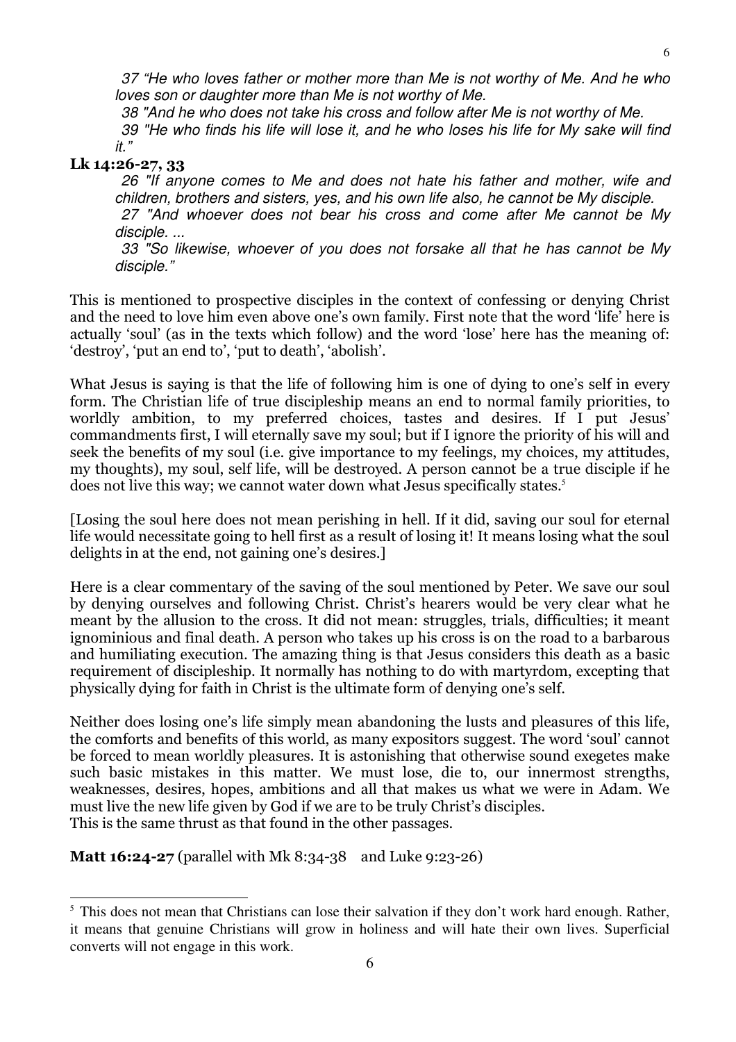*37 "He who loves father or mother more than Me is not worthy of Me. And he who loves son or daughter more than Me is not worthy of Me.*

*38 "And he who does not take his cross and follow after Me is not worthy of Me.*

*39 "He who finds his life will lose it, and he who loses his life for My sake will find it."*

**Lk 14:26-27, 33**

*26 "If anyone comes to Me and does not hate his father and mother, wife and children, brothers and sisters, yes, and his own life also, he cannot be My disciple.*

*27 "And whoever does not bear his cross and come after Me cannot be My disciple. ...*

*33 "So likewise, whoever of you does not forsake all that he has cannot be My disciple."*

This is mentioned to prospective disciples in the context of confessing or denying Christ and the need to love him even above one's own family. First note that the word 'life' here is actually 'soul' (as in the texts which follow) and the word 'lose' here has the meaning of: 'destroy', 'put an end to', 'put to death', 'abolish'.

What Jesus is saying is that the life of following him is one of dying to one's self in every form. The Christian life of true discipleship means an end to normal family priorities, to worldly ambition, to my preferred choices, tastes and desires. If I put Jesus' commandments first, I will eternally save my soul; but if I ignore the priority of his will and seek the benefits of my soul (i.e. give importance to my feelings, my choices, my attitudes, my thoughts), my soul, self life, will be destroyed. A person cannot be a true disciple if he does not live this way; we cannot water down what Jesus specifically states.[5]

[Losing the soul here does not mean perishing in hell. If it did, saving our soul for eternal life would necessitate going to hell first as a result of losing it! It means losing what the soul delights in at the end, not gaining one's desires.]

Here is a clear commentary of the saving of the soul mentioned by Peter. We save our soul by denying ourselves and following Christ. Christ's hearers would be very clear what he meant by the allusion to the cross. It did not mean: struggles, trials, difficulties; it meant ignominious and final death. A person who takes up his cross is on the road to a barbarous and humiliating execution. The amazing thing is that Jesus considers this death as a basic requirement of discipleship. It normally has nothing to do with martyrdom, excepting that physically dying for faith in Christ is the ultimate form of denying one's self.

Neither does losing one's life simply mean abandoning the lusts and pleasures of this life, the comforts and benefits of this world, as many expositors suggest. The word 'soul' cannot be forced to mean worldly pleasures. It is astonishing that otherwise sound exegetes make such basic mistakes in this matter. We must lose, die to, our innermost strengths, weaknesses, desires, hopes, ambitions and all that makes us what we were in Adam. We must live the new life given by God if we are to be truly Christ's disciples.
This is the same thrust as that found in the other passages.

**Matt 16:24-27** (parallel with Mk 8:34-38 and Luke 9:23-26)

---

[5] This does not mean that Christians can lose their salvation if they don't work hard enough. Rather, it means that genuine Christians will grow in holiness and will hate their own lives. Superficial converts will not engage in this work.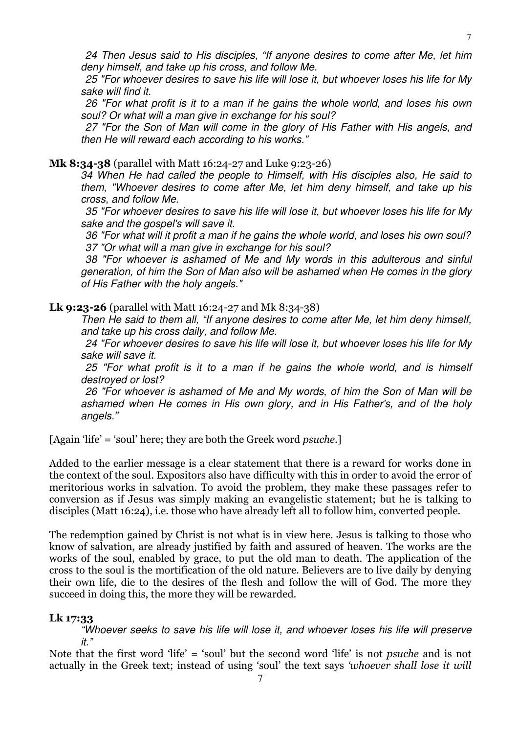*24 Then Jesus said to His disciples, "If anyone desires to come after Me, let him deny himself, and take up his cross, and follow Me.*

*25 "For whoever desires to save his life will lose it, but whoever loses his life for My sake will find it.*

*26 "For what profit is it to a man if he gains the whole world, and loses his own soul? Or what will a man give in exchange for his soul?*

*27 "For the Son of Man will come in the glory of His Father with His angels, and then He will reward each according to his works."*

**Mk 8:34-38** (parallel with Matt 16:24-27 and Luke 9:23-26)

*34 When He had called the people to Himself, with His disciples also, He said to them, "Whoever desires to come after Me, let him deny himself, and take up his cross, and follow Me.*

*35 "For whoever desires to save his life will lose it, but whoever loses his life for My sake and the gospel's will save it.*

*36 "For what will it profit a man if he gains the whole world, and loses his own soul?*

*37 "Or what will a man give in exchange for his soul?*

*38 "For whoever is ashamed of Me and My words in this adulterous and sinful generation, of him the Son of Man also will be ashamed when He comes in the glory of His Father with the holy angels."*

**Lk 9:23-26** (parallel with Matt 16:24-27 and Mk 8:34-38)

*Then He said to them all, "If anyone desires to come after Me, let him deny himself, and take up his cross daily, and follow Me.*

*24 "For whoever desires to save his life will lose it, but whoever loses his life for My sake will save it.*

*25 "For what profit is it to a man if he gains the whole world, and is himself destroyed or lost?*

*26 "For whoever is ashamed of Me and My words, of him the Son of Man will be ashamed when He comes in His own glory, and in His Father's, and of the holy angels."*

[Again 'life' = 'soul' here; they are both the Greek word *psuche*.]

Added to the earlier message is a clear statement that there is a reward for works done in the context of the soul. Expositors also have difficulty with this in order to avoid the error of meritorious works in salvation. To avoid the problem, they make these passages refer to conversion as if Jesus was simply making an evangelistic statement; but he is talking to disciples (Matt 16:24), i.e. those who have already left all to follow him, converted people.

The redemption gained by Christ is not what is in view here. Jesus is talking to those who know of salvation, are already justified by faith and assured of heaven. The works are the works of the soul, enabled by grace, to put the old man to death. The application of the cross to the soul is the mortification of the old nature. Believers are to live daily by denying their own life, die to the desires of the flesh and follow the will of God. The more they succeed in doing this, the more they will be rewarded.

**Lk 17:33**

*"Whoever seeks to save his life will lose it, and whoever loses his life will preserve it."*

Note that the first word 'life' = 'soul' but the second word 'life' is not *psuche* and is not actually in the Greek text; instead of using 'soul' the text says *'whoever shall lose it will*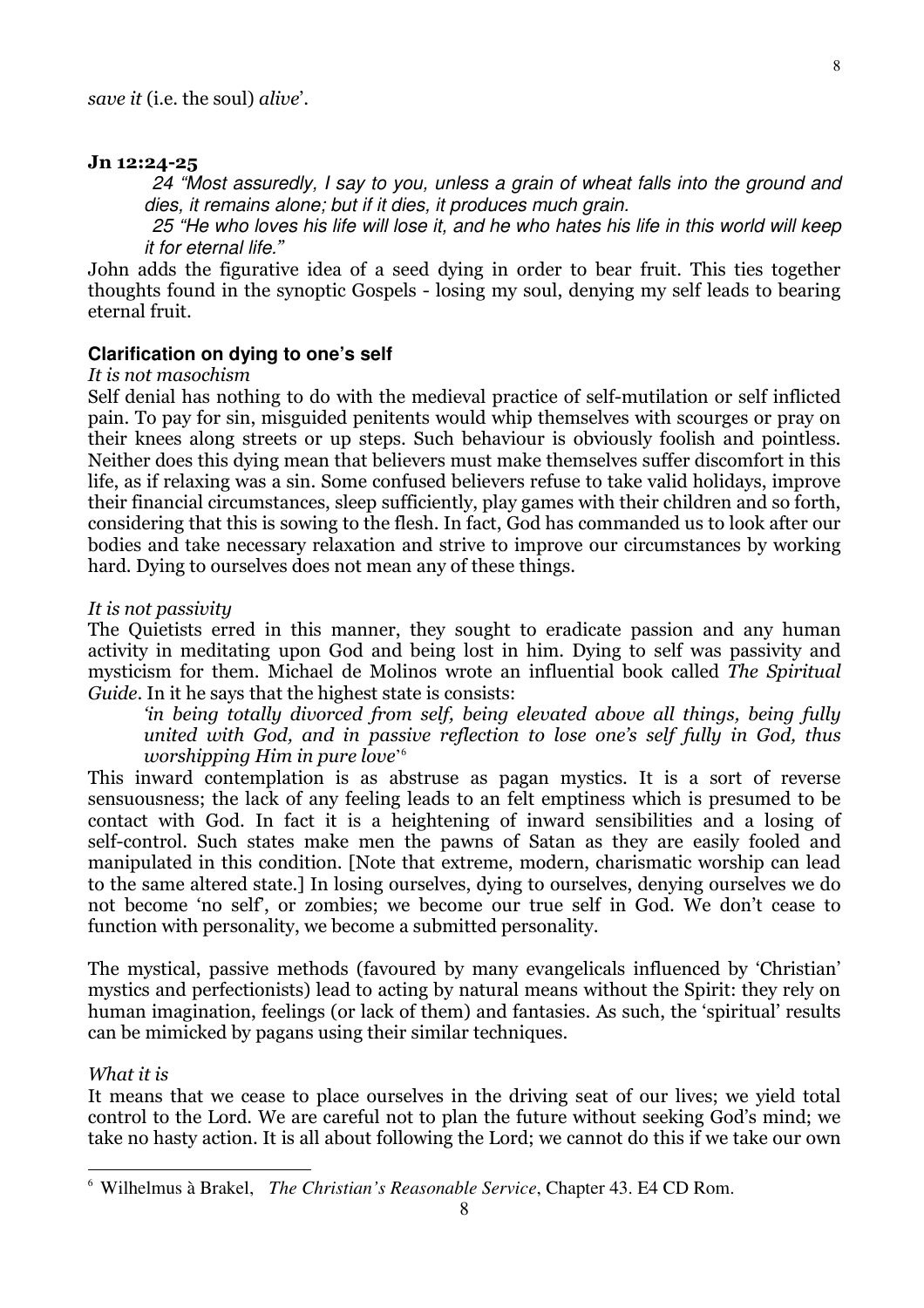*save it* (i.e. the soul) *alive*'.

**Jn 12:24-25**

> *24 "Most assuredly, I say to you, unless a grain of wheat falls into the ground and dies, it remains alone; but if it dies, it produces much grain.*
> *25 "He who loves his life will lose it, and he who hates his life in this world will keep it for eternal life."*

John adds the figurative idea of a seed dying in order to bear fruit. This ties together thoughts found in the synoptic Gospels - losing my soul, denying my self leads to bearing eternal fruit.

### Clarification on dying to one's self

*It is not masochism*

Self denial has nothing to do with the medieval practice of self-mutilation or self inflicted pain. To pay for sin, misguided penitents would whip themselves with scourges or pray on their knees along streets or up steps. Such behaviour is obviously foolish and pointless. Neither does this dying mean that believers must make themselves suffer discomfort in this life, as if relaxing was a sin. Some confused believers refuse to take valid holidays, improve their financial circumstances, sleep sufficiently, play games with their children and so forth, considering that this is sowing to the flesh. In fact, God has commanded us to look after our bodies and take necessary relaxation and strive to improve our circumstances by working hard. Dying to ourselves does not mean any of these things.

*It is not passivity*

The Quietists erred in this manner, they sought to eradicate passion and any human activity in meditating upon God and being lost in him. Dying to self was passivity and mysticism for them. Michael de Molinos wrote an influential book called *The Spiritual Guide*. In it he says that the highest state is consists:

> *'in being totally divorced from self, being elevated above all things, being fully united with God, and in passive reflection to lose one's self fully in God, thus worshipping Him in pure love'*[6]

This inward contemplation is as abstruse as pagan mystics. It is a sort of reverse sensuousness; the lack of any feeling leads to an felt emptiness which is presumed to be contact with God. In fact it is a heightening of inward sensibilities and a losing of self-control. Such states make men the pawns of Satan as they are easily fooled and manipulated in this condition. [Note that extreme, modern, charismatic worship can lead to the same altered state.] In losing ourselves, dying to ourselves, denying ourselves we do not become 'no self', or zombies; we become our true self in God. We don't cease to function with personality, we become a submitted personality.

The mystical, passive methods (favoured by many evangelicals influenced by 'Christian' mystics and perfectionists) lead to acting by natural means without the Spirit: they rely on human imagination, feelings (or lack of them) and fantasies. As such, the 'spiritual' results can be mimicked by pagans using their similar techniques.

*What it is*

It means that we cease to place ourselves in the driving seat of our lives; we yield total control to the Lord. We are careful not to plan the future without seeking God's mind; we take no hasty action. It is all about following the Lord; we cannot do this if we take our own

---

[6] Wilhelmus à Brakel, *The Christian's Reasonable Service*, Chapter 43. E4 CD Rom.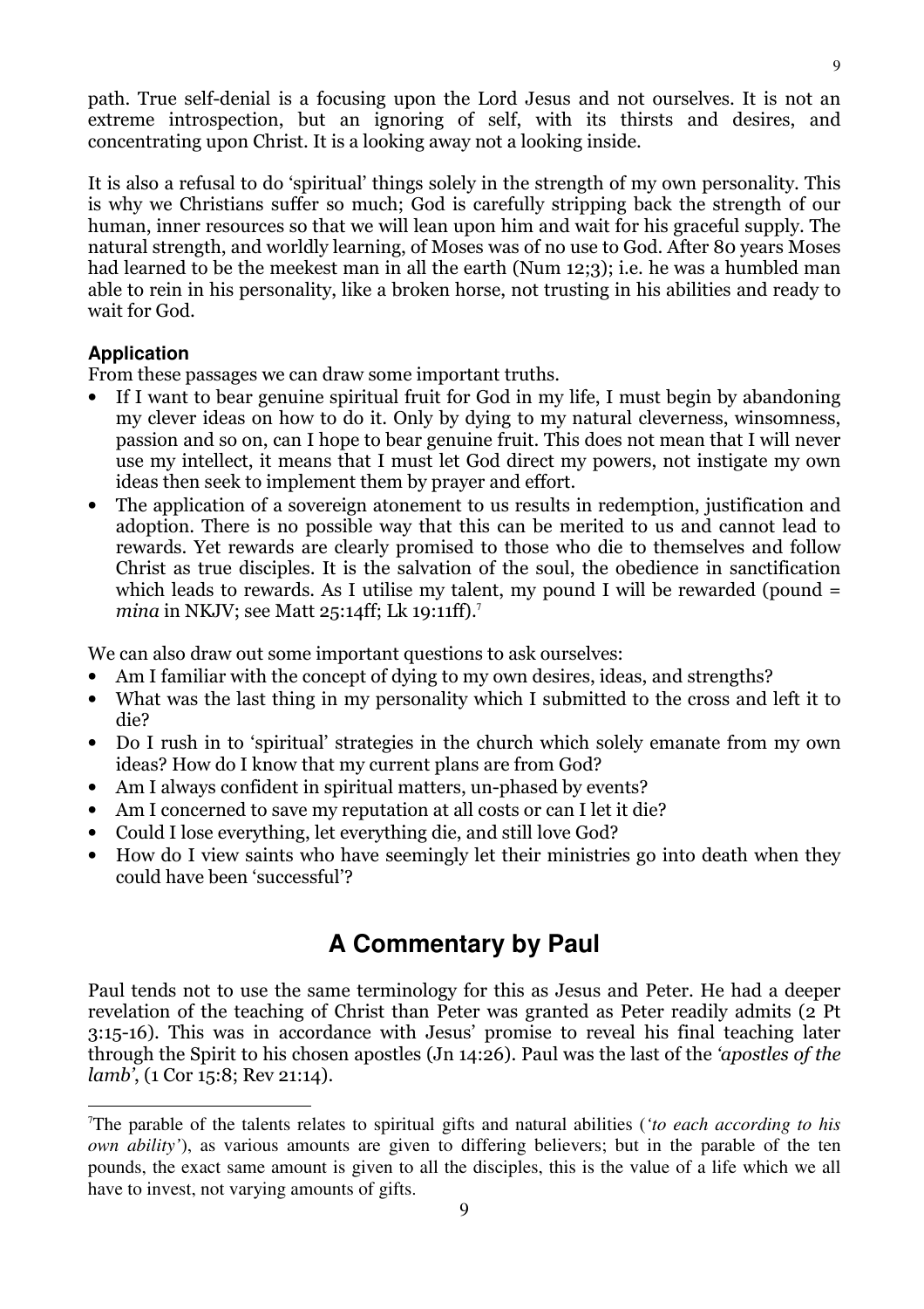path. True self-denial is a focusing upon the Lord Jesus and not ourselves. It is not an extreme introspection, but an ignoring of self, with its thirsts and desires, and concentrating upon Christ. It is a looking away not a looking inside.

It is also a refusal to do 'spiritual' things solely in the strength of my own personality. This is why we Christians suffer so much; God is carefully stripping back the strength of our human, inner resources so that we will lean upon him and wait for his graceful supply. The natural strength, and worldly learning, of Moses was of no use to God. After 80 years Moses had learned to be the meekest man in all the earth (Num 12;3); i.e. he was a humbled man able to rein in his personality, like a broken horse, not trusting in his abilities and ready to wait for God.

### Application

From these passages we can draw some important truths.

- If I want to bear genuine spiritual fruit for God in my life, I must begin by abandoning my clever ideas on how to do it. Only by dying to my natural cleverness, winsomness, passion and so on, can I hope to bear genuine fruit. This does not mean that I will never use my intellect, it means that I must let God direct my powers, not instigate my own ideas then seek to implement them by prayer and effort.
- The application of a sovereign atonement to us results in redemption, justification and adoption. There is no possible way that this can be merited to us and cannot lead to rewards. Yet rewards are clearly promised to those who die to themselves and follow Christ as true disciples. It is the salvation of the soul, the obedience in sanctification which leads to rewards. As I utilise my talent, my pound I will be rewarded (pound = *mina* in NKJV; see Matt 25:14ff; Lk 19:11ff).[7]

We can also draw out some important questions to ask ourselves:

- Am I familiar with the concept of dying to my own desires, ideas, and strengths?
- What was the last thing in my personality which I submitted to the cross and left it to die?
- Do I rush in to 'spiritual' strategies in the church which solely emanate from my own ideas? How do I know that my current plans are from God?
- Am I always confident in spiritual matters, un-phased by events?
- Am I concerned to save my reputation at all costs or can I let it die?
- Could I lose everything, let everything die, and still love God?
- How do I view saints who have seemingly let their ministries go into death when they could have been 'successful'?

## A Commentary by Paul

Paul tends not to use the same terminology for this as Jesus and Peter. He had a deeper revelation of the teaching of Christ than Peter was granted as Peter readily admits (2 Pt 3:15-16). This was in accordance with Jesus' promise to reveal his final teaching later through the Spirit to his chosen apostles (Jn 14:26). Paul was the last of the *'apostles of the lamb'*, (1 Cor 15:8; Rev 21:14).

---

[7]The parable of the talents relates to spiritual gifts and natural abilities (*'to each according to his own ability'*), as various amounts are given to differing believers; but in the parable of the ten pounds, the exact same amount is given to all the disciples, this is the value of a life which we all have to invest, not varying amounts of gifts.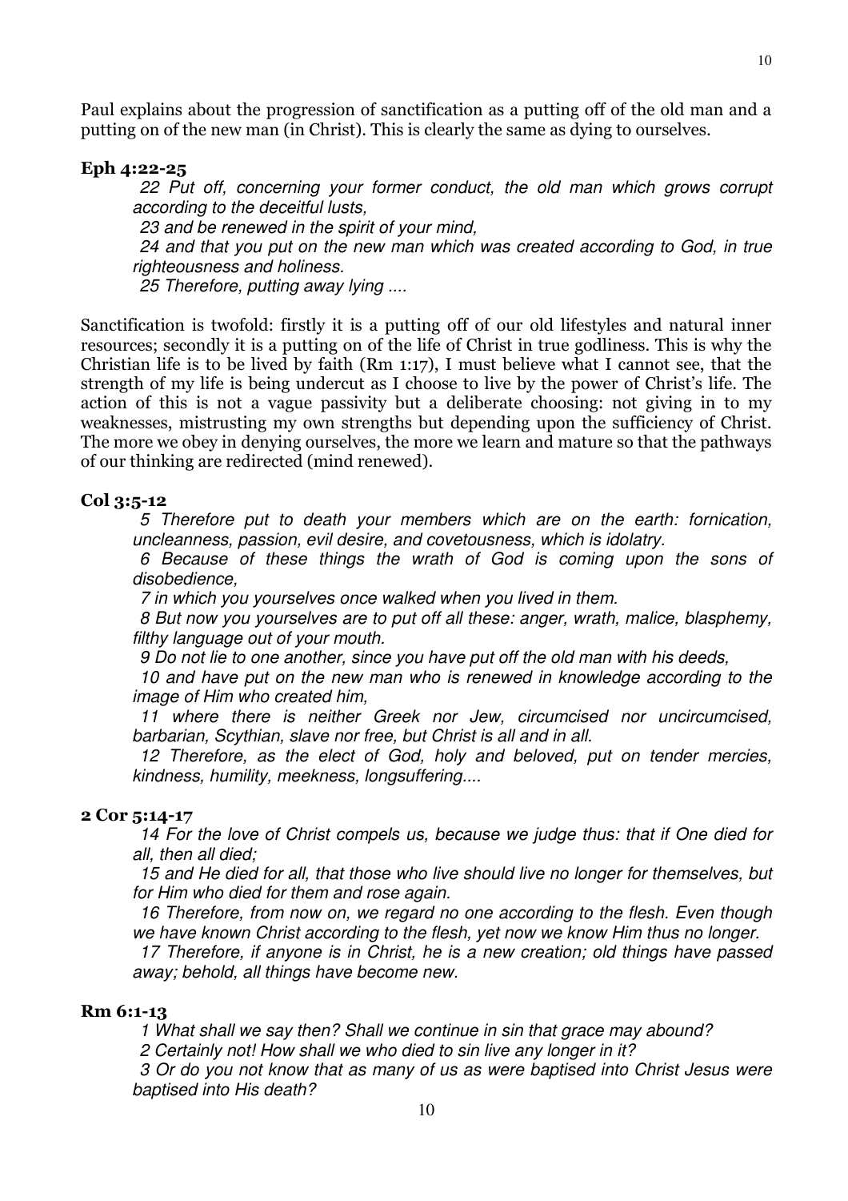Paul explains about the progression of sanctification as a putting off of the old man and a putting on of the new man (in Christ). This is clearly the same as dying to ourselves.

**Eph 4:22-25**

> *22 Put off, concerning your former conduct, the old man which grows corrupt according to the deceitful lusts,*
> *23 and be renewed in the spirit of your mind,*
> *24 and that you put on the new man which was created according to God, in true righteousness and holiness.*
> *25 Therefore, putting away lying ....*

Sanctification is twofold: firstly it is a putting off of our old lifestyles and natural inner resources; secondly it is a putting on of the life of Christ in true godliness. This is why the Christian life is to be lived by faith (Rm 1:17), I must believe what I cannot see, that the strength of my life is being undercut as I choose to live by the power of Christ's life. The action of this is not a vague passivity but a deliberate choosing: not giving in to my weaknesses, mistrusting my own strengths but depending upon the sufficiency of Christ. The more we obey in denying ourselves, the more we learn and mature so that the pathways of our thinking are redirected (mind renewed).

**Col 3:5-12**

> *5 Therefore put to death your members which are on the earth: fornication, uncleanness, passion, evil desire, and covetousness, which is idolatry.*
> *6 Because of these things the wrath of God is coming upon the sons of disobedience,*
> *7 in which you yourselves once walked when you lived in them.*
> *8 But now you yourselves are to put off all these: anger, wrath, malice, blasphemy, filthy language out of your mouth.*
> *9 Do not lie to one another, since you have put off the old man with his deeds,*
> *10 and have put on the new man who is renewed in knowledge according to the image of Him who created him,*
> *11 where there is neither Greek nor Jew, circumcised nor uncircumcised, barbarian, Scythian, slave nor free, but Christ is all and in all.*
> *12 Therefore, as the elect of God, holy and beloved, put on tender mercies, kindness, humility, meekness, longsuffering....*

**2 Cor 5:14-17**

> *14 For the love of Christ compels us, because we judge thus: that if One died for all, then all died;*
> *15 and He died for all, that those who live should live no longer for themselves, but for Him who died for them and rose again.*
> *16 Therefore, from now on, we regard no one according to the flesh. Even though we have known Christ according to the flesh, yet now we know Him thus no longer.*
> *17 Therefore, if anyone is in Christ, he is a new creation; old things have passed away; behold, all things have become new.*

**Rm 6:1-13**

> *1 What shall we say then? Shall we continue in sin that grace may abound?*
> *2 Certainly not! How shall we who died to sin live any longer in it?*
> *3 Or do you not know that as many of us as were baptised into Christ Jesus were baptised into His death?*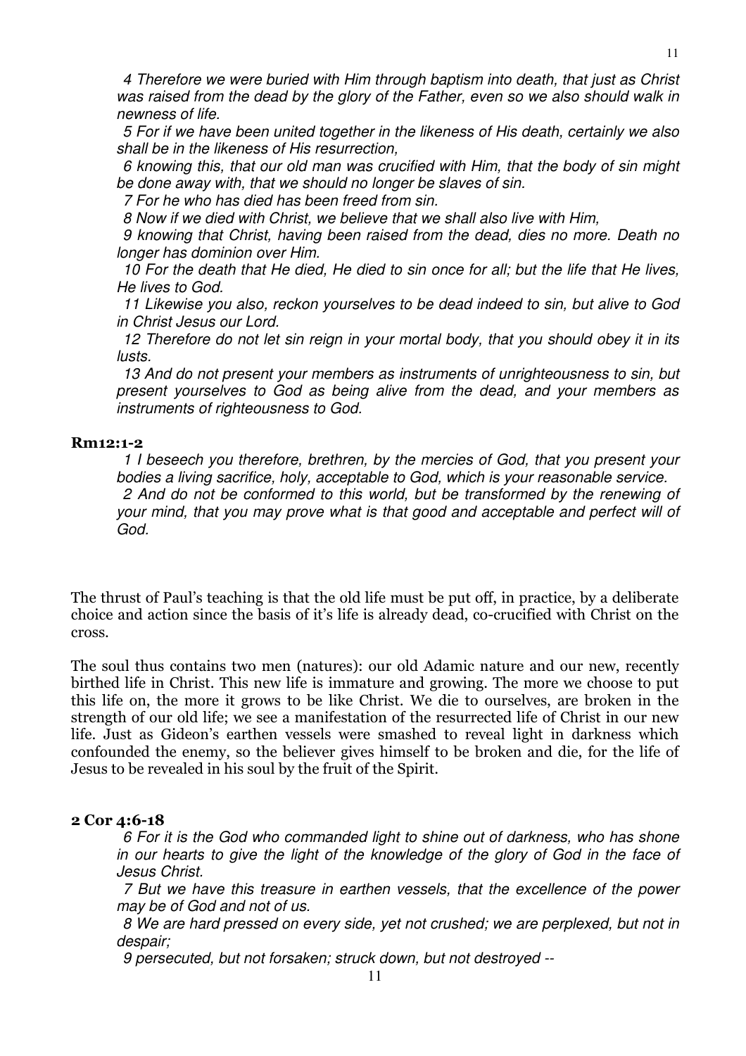*4 Therefore we were buried with Him through baptism into death, that just as Christ was raised from the dead by the glory of the Father, even so we also should walk in newness of life.*

*5 For if we have been united together in the likeness of His death, certainly we also shall be in the likeness of His resurrection,*

*6 knowing this, that our old man was crucified with Him, that the body of sin might be done away with, that we should no longer be slaves of sin.*

*7 For he who has died has been freed from sin.*

*8 Now if we died with Christ, we believe that we shall also live with Him,*

*9 knowing that Christ, having been raised from the dead, dies no more. Death no longer has dominion over Him.*

*10 For the death that He died, He died to sin once for all; but the life that He lives, He lives to God.*

*11 Likewise you also, reckon yourselves to be dead indeed to sin, but alive to God in Christ Jesus our Lord.*

*12 Therefore do not let sin reign in your mortal body, that you should obey it in its lusts.*

*13 And do not present your members as instruments of unrighteousness to sin, but present yourselves to God as being alive from the dead, and your members as instruments of righteousness to God.*

**Rm12:1-2**

*1 I beseech you therefore, brethren, by the mercies of God, that you present your bodies a living sacrifice, holy, acceptable to God, which is your reasonable service.*

*2 And do not be conformed to this world, but be transformed by the renewing of your mind, that you may prove what is that good and acceptable and perfect will of God.*

The thrust of Paul's teaching is that the old life must be put off, in practice, by a deliberate choice and action since the basis of it's life is already dead, co-crucified with Christ on the cross.

The soul thus contains two men (natures): our old Adamic nature and our new, recently birthed life in Christ. This new life is immature and growing. The more we choose to put this life on, the more it grows to be like Christ. We die to ourselves, are broken in the strength of our old life; we see a manifestation of the resurrected life of Christ in our new life. Just as Gideon's earthen vessels were smashed to reveal light in darkness which confounded the enemy, so the believer gives himself to be broken and die, for the life of Jesus to be revealed in his soul by the fruit of the Spirit.

**2 Cor 4:6-18**

*6 For it is the God who commanded light to shine out of darkness, who has shone in our hearts to give the light of the knowledge of the glory of God in the face of Jesus Christ.*

*7 But we have this treasure in earthen vessels, that the excellence of the power may be of God and not of us.*

*8 We are hard pressed on every side, yet not crushed; we are perplexed, but not in despair;*

*9 persecuted, but not forsaken; struck down, but not destroyed --*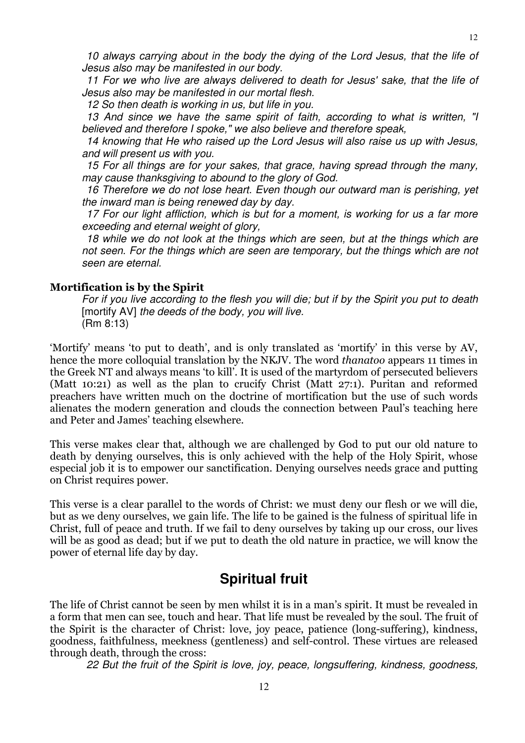*10 always carrying about in the body the dying of the Lord Jesus, that the life of Jesus also may be manifested in our body.*

*11 For we who live are always delivered to death for Jesus' sake, that the life of Jesus also may be manifested in our mortal flesh.*

*12 So then death is working in us, but life in you.*

*13 And since we have the same spirit of faith, according to what is written, "I believed and therefore I spoke," we also believe and therefore speak,*

*14 knowing that He who raised up the Lord Jesus will also raise us up with Jesus, and will present us with you.*

*15 For all things are for your sakes, that grace, having spread through the many, may cause thanksgiving to abound to the glory of God.*

*16 Therefore we do not lose heart. Even though our outward man is perishing, yet the inward man is being renewed day by day.*

*17 For our light affliction, which is but for a moment, is working for us a far more exceeding and eternal weight of glory,*

*18 while we do not look at the things which are seen, but at the things which are not seen. For the things which are seen are temporary, but the things which are not seen are eternal.*

**Mortification is by the Spirit**

> *For if you live according to the flesh you will die; but if by the Spirit you put to death* [mortify AV] *the deeds of the body, you will live.*
> (Rm 8:13)

'Mortify' means 'to put to death', and is only translated as 'mortify' in this verse by AV, hence the more colloquial translation by the NKJV. The word *thanatoo* appears 11 times in the Greek NT and always means 'to kill'. It is used of the martyrdom of persecuted believers (Matt 10:21) as well as the plan to crucify Christ (Matt 27:1). Puritan and reformed preachers have written much on the doctrine of mortification but the use of such words alienates the modern generation and clouds the connection between Paul's teaching here and Peter and James' teaching elsewhere.

This verse makes clear that, although we are challenged by God to put our old nature to death by denying ourselves, this is only achieved with the help of the Holy Spirit, whose especial job it is to empower our sanctification. Denying ourselves needs grace and putting on Christ requires power.

This verse is a clear parallel to the words of Christ: we must deny our flesh or we will die, but as we deny ourselves, we gain life. The life to be gained is the fulness of spiritual life in Christ, full of peace and truth. If we fail to deny ourselves by taking up our cross, our lives will be as good as dead; but if we put to death the old nature in practice, we will know the power of eternal life day by day.

## Spiritual fruit

The life of Christ cannot be seen by men whilst it is in a man's spirit. It must be revealed in a form that men can see, touch and hear. That life must be revealed by the soul. The fruit of the Spirit is the character of Christ: love, joy peace, patience (long-suffering), kindness, goodness, faithfulness, meekness (gentleness) and self-control. These virtues are released through death, through the cross:

*22 But the fruit of the Spirit is love, joy, peace, longsuffering, kindness, goodness,*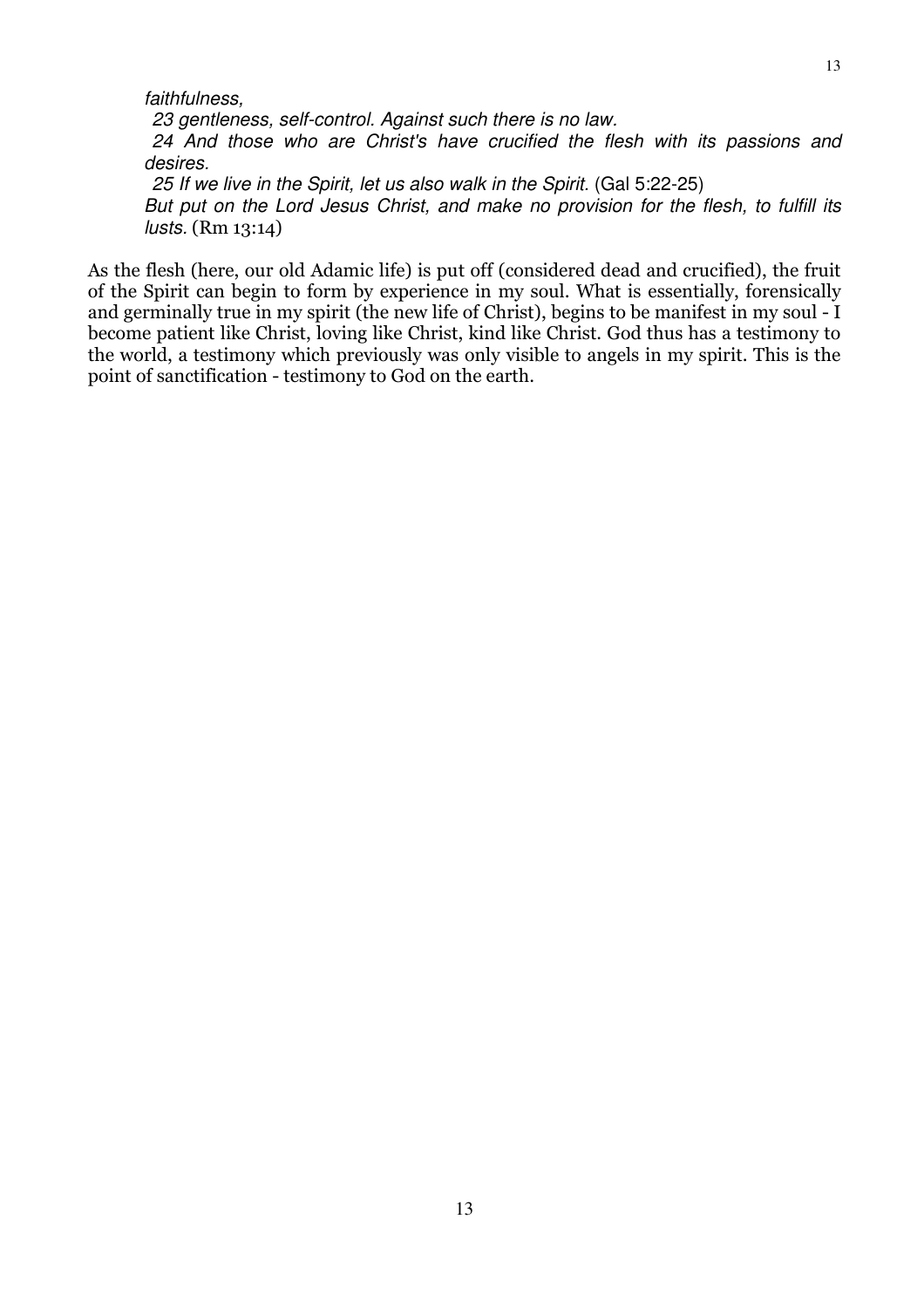*faithfulness,*

*23 gentleness, self-control. Against such there is no law.*

*24 And those who are Christ's have crucified the flesh with its passions and desires.*

*25 If we live in the Spirit, let us also walk in the Spirit.* (Gal 5:22-25)

*But put on the Lord Jesus Christ, and make no provision for the flesh, to fulfill its lusts.* (Rm 13:14)

As the flesh (here, our old Adamic life) is put off (considered dead and crucified), the fruit of the Spirit can begin to form by experience in my soul. What is essentially, forensically and germinally true in my spirit (the new life of Christ), begins to be manifest in my soul - I become patient like Christ, loving like Christ, kind like Christ. God thus has a testimony to the world, a testimony which previously was only visible to angels in my spirit. This is the point of sanctification - testimony to God on the earth.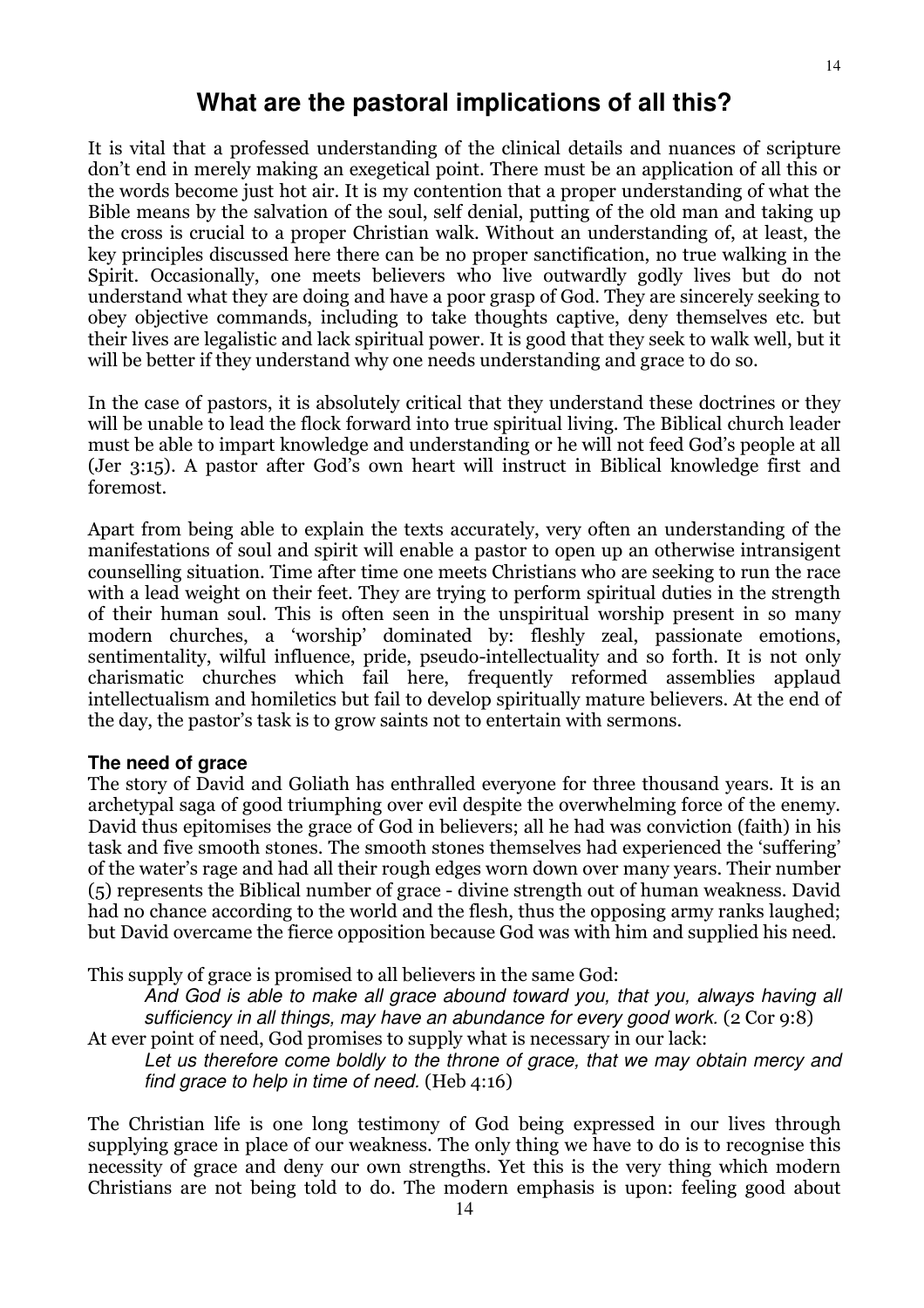# What are the pastoral implications of all this?

It is vital that a professed understanding of the clinical details and nuances of scripture don't end in merely making an exegetical point. There must be an application of all this or the words become just hot air. It is my contention that a proper understanding of what the Bible means by the salvation of the soul, self denial, putting of the old man and taking up the cross is crucial to a proper Christian walk. Without an understanding of, at least, the key principles discussed here there can be no proper sanctification, no true walking in the Spirit. Occasionally, one meets believers who live outwardly godly lives but do not understand what they are doing and have a poor grasp of God. They are sincerely seeking to obey objective commands, including to take thoughts captive, deny themselves etc. but their lives are legalistic and lack spiritual power. It is good that they seek to walk well, but it will be better if they understand why one needs understanding and grace to do so.

In the case of pastors, it is absolutely critical that they understand these doctrines or they will be unable to lead the flock forward into true spiritual living. The Biblical church leader must be able to impart knowledge and understanding or he will not feed God's people at all (Jer 3:15). A pastor after God's own heart will instruct in Biblical knowledge first and foremost.

Apart from being able to explain the texts accurately, very often an understanding of the manifestations of soul and spirit will enable a pastor to open up an otherwise intransigent counselling situation. Time after time one meets Christians who are seeking to run the race with a lead weight on their feet. They are trying to perform spiritual duties in the strength of their human soul. This is often seen in the unspiritual worship present in so many modern churches, a 'worship' dominated by: fleshly zeal, passionate emotions, sentimentality, wilful influence, pride, pseudo-intellectuality and so forth. It is not only charismatic churches which fail here, frequently reformed assemblies applaud intellectualism and homiletics but fail to develop spiritually mature believers. At the end of the day, the pastor's task is to grow saints not to entertain with sermons.

### The need of grace

The story of David and Goliath has enthralled everyone for three thousand years. It is an archetypal saga of good triumphing over evil despite the overwhelming force of the enemy. David thus epitomises the grace of God in believers; all he had was conviction (faith) in his task and five smooth stones. The smooth stones themselves had experienced the 'suffering' of the water's rage and had all their rough edges worn down over many years. Their number (5) represents the Biblical number of grace - divine strength out of human weakness. David had no chance according to the world and the flesh, thus the opposing army ranks laughed; but David overcame the fierce opposition because God was with him and supplied his need.

This supply of grace is promised to all believers in the same God:

> *And God is able to make all grace abound toward you, that you, always having all sufficiency in all things, may have an abundance for every good work.* (2 Cor 9:8)

At ever point of need, God promises to supply what is necessary in our lack:

> *Let us therefore come boldly to the throne of grace, that we may obtain mercy and find grace to help in time of need.* (Heb 4:16)

The Christian life is one long testimony of God being expressed in our lives through supplying grace in place of our weakness. The only thing we have to do is to recognise this necessity of grace and deny our own strengths. Yet this is the very thing which modern Christians are not being told to do. The modern emphasis is upon: feeling good about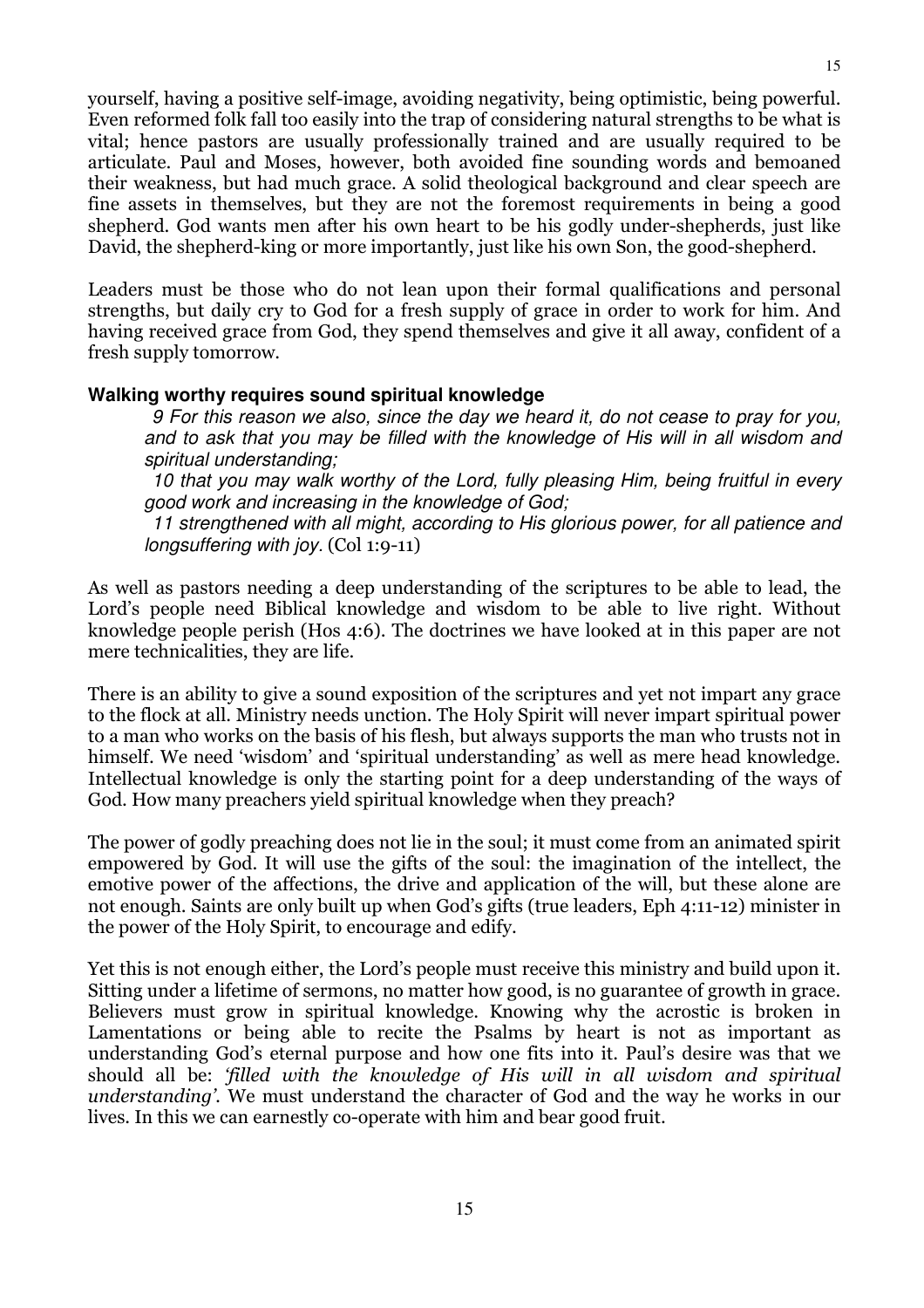yourself, having a positive self-image, avoiding negativity, being optimistic, being powerful. Even reformed folk fall too easily into the trap of considering natural strengths to be what is vital; hence pastors are usually professionally trained and are usually required to be articulate. Paul and Moses, however, both avoided fine sounding words and bemoaned their weakness, but had much grace. A solid theological background and clear speech are fine assets in themselves, but they are not the foremost requirements in being a good shepherd. God wants men after his own heart to be his godly under-shepherds, just like David, the shepherd-king or more importantly, just like his own Son, the good-shepherd.

Leaders must be those who do not lean upon their formal qualifications and personal strengths, but daily cry to God for a fresh supply of grace in order to work for him. And having received grace from God, they spend themselves and give it all away, confident of a fresh supply tomorrow.

### Walking worthy requires sound spiritual knowledge

> *9 For this reason we also, since the day we heard it, do not cease to pray for you, and to ask that you may be filled with the knowledge of His will in all wisdom and spiritual understanding;*
>
> *10 that you may walk worthy of the Lord, fully pleasing Him, being fruitful in every good work and increasing in the knowledge of God;*
>
> *11 strengthened with all might, according to His glorious power, for all patience and longsuffering with joy.* (Col 1:9-11)

As well as pastors needing a deep understanding of the scriptures to be able to lead, the Lord's people need Biblical knowledge and wisdom to be able to live right. Without knowledge people perish (Hos 4:6). The doctrines we have looked at in this paper are not mere technicalities, they are life.

There is an ability to give a sound exposition of the scriptures and yet not impart any grace to the flock at all. Ministry needs unction. The Holy Spirit will never impart spiritual power to a man who works on the basis of his flesh, but always supports the man who trusts not in himself. We need 'wisdom' and 'spiritual understanding' as well as mere head knowledge. Intellectual knowledge is only the starting point for a deep understanding of the ways of God. How many preachers yield spiritual knowledge when they preach?

The power of godly preaching does not lie in the soul; it must come from an animated spirit empowered by God. It will use the gifts of the soul: the imagination of the intellect, the emotive power of the affections, the drive and application of the will, but these alone are not enough. Saints are only built up when God's gifts (true leaders, Eph 4:11-12) minister in the power of the Holy Spirit, to encourage and edify.

Yet this is not enough either, the Lord's people must receive this ministry and build upon it. Sitting under a lifetime of sermons, no matter how good, is no guarantee of growth in grace. Believers must grow in spiritual knowledge. Knowing why the acrostic is broken in Lamentations or being able to recite the Psalms by heart is not as important as understanding God's eternal purpose and how one fits into it. Paul's desire was that we should all be: *'filled with the knowledge of His will in all wisdom and spiritual understanding'*. We must understand the character of God and the way he works in our lives. In this we can earnestly co-operate with him and bear good fruit.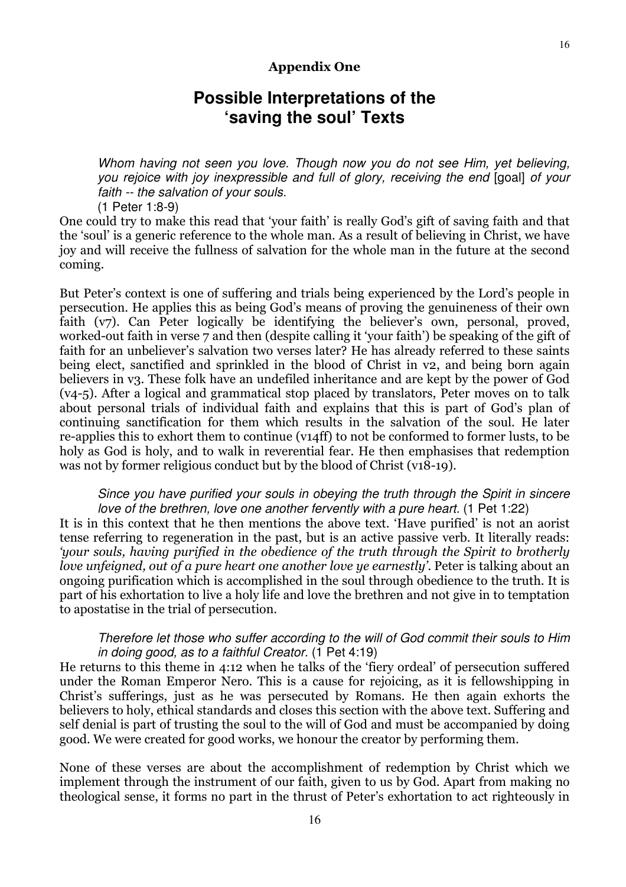**Appendix One**

# Possible Interpretations of the 'saving the soul' Texts

> *Whom having not seen you love. Though now you do not see Him, yet believing, you rejoice with joy inexpressible and full of glory, receiving the end* [goal] *of your faith -- the salvation of your souls.*
> (1 Peter 1:8-9)

One could try to make this read that 'your faith' is really God's gift of saving faith and that the 'soul' is a generic reference to the whole man. As a result of believing in Christ, we have joy and will receive the fullness of salvation for the whole man in the future at the second coming.

But Peter's context is one of suffering and trials being experienced by the Lord's people in persecution. He applies this as being God's means of proving the genuineness of their own faith (v7). Can Peter logically be identifying the believer's own, personal, proved, worked-out faith in verse 7 and then (despite calling it 'your faith') be speaking of the gift of faith for an unbeliever's salvation two verses later? He has already referred to these saints being elect, sanctified and sprinkled in the blood of Christ in v2, and being born again believers in v3. These folk have an undefiled inheritance and are kept by the power of God (v4-5). After a logical and grammatical stop placed by translators, Peter moves on to talk about personal trials of individual faith and explains that this is part of God's plan of continuing sanctification for them which results in the salvation of the soul. He later re-applies this to exhort them to continue (v14ff) to not be conformed to former lusts, to be holy as God is holy, and to walk in reverential fear. He then emphasises that redemption was not by former religious conduct but by the blood of Christ (v18-19).

> *Since you have purified your souls in obeying the truth through the Spirit in sincere love of the brethren, love one another fervently with a pure heart.* (1 Pet 1:22)

It is in this context that he then mentions the above text. 'Have purified' is not an aorist tense referring to regeneration in the past, but is an active passive verb. It literally reads: *'your souls, having purified in the obedience of the truth through the Spirit to brotherly love unfeigned, out of a pure heart one another love ye earnestly'*. Peter is talking about an ongoing purification which is accomplished in the soul through obedience to the truth. It is part of his exhortation to live a holy life and love the brethren and not give in to temptation to apostatise in the trial of persecution.

> *Therefore let those who suffer according to the will of God commit their souls to Him in doing good, as to a faithful Creator.* (1 Pet 4:19)

He returns to this theme in 4:12 when he talks of the 'fiery ordeal' of persecution suffered under the Roman Emperor Nero. This is a cause for rejoicing, as it is fellowshipping in Christ's sufferings, just as he was persecuted by Romans. He then again exhorts the believers to holy, ethical standards and closes this section with the above text. Suffering and self denial is part of trusting the soul to the will of God and must be accompanied by doing good. We were created for good works, we honour the creator by performing them.

None of these verses are about the accomplishment of redemption by Christ which we implement through the instrument of our faith, given to us by God. Apart from making no theological sense, it forms no part in the thrust of Peter's exhortation to act righteously in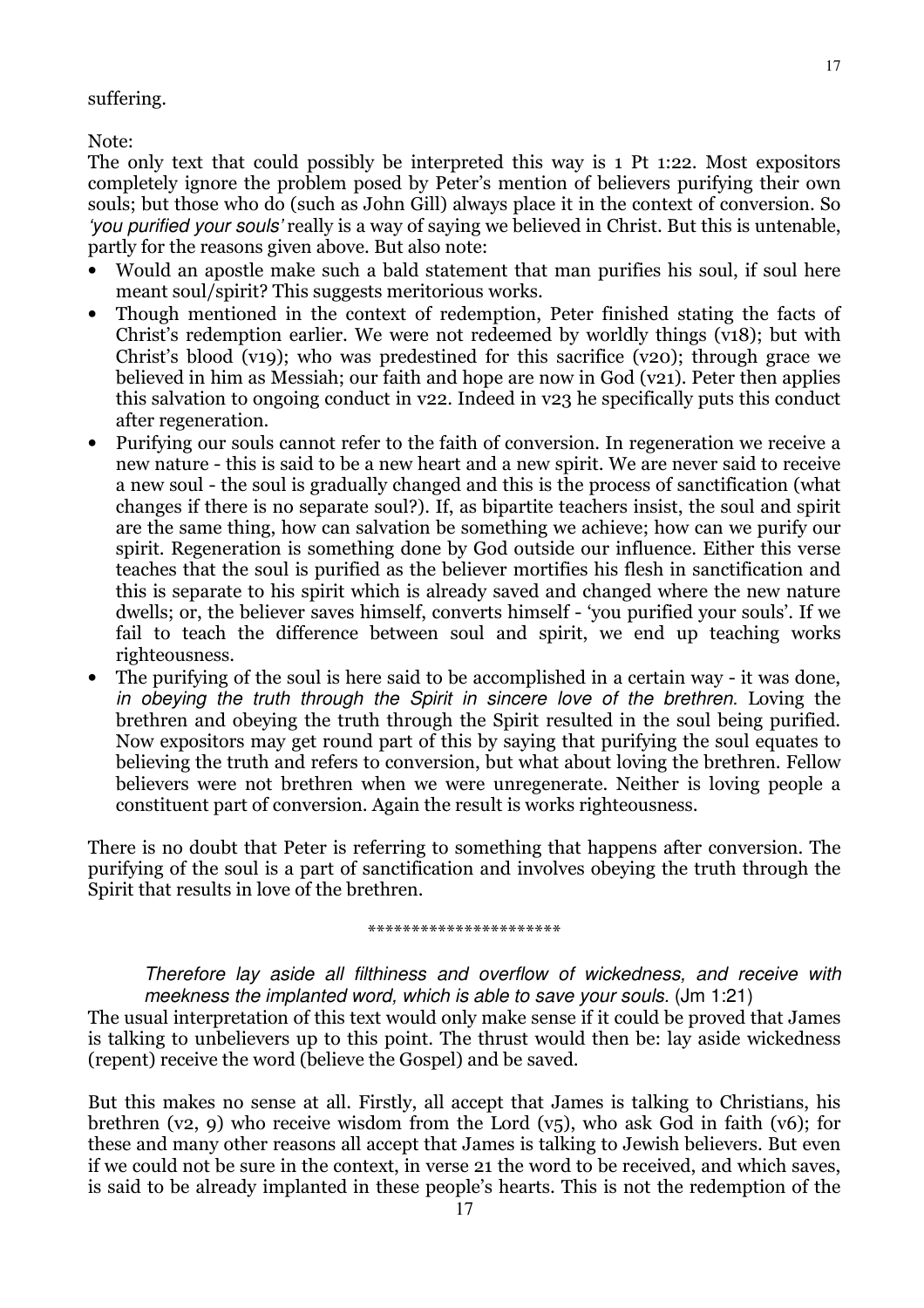suffering.

Note:

The only text that could possibly be interpreted this way is 1 Pt 1:22. Most expositors completely ignore the problem posed by Peter's mention of believers purifying their own souls; but those who do (such as John Gill) always place it in the context of conversion. So *'you purified your souls'* really is a way of saying we believed in Christ. But this is untenable, partly for the reasons given above. But also note:

- Would an apostle make such a bald statement that man purifies his soul, if soul here meant soul/spirit? This suggests meritorious works.
- Though mentioned in the context of redemption, Peter finished stating the facts of Christ's redemption earlier. We were not redeemed by worldly things (v18); but with Christ's blood (v19); who was predestined for this sacrifice (v20); through grace we believed in him as Messiah; our faith and hope are now in God (v21). Peter then applies this salvation to ongoing conduct in v22. Indeed in v23 he specifically puts this conduct after regeneration.
- Purifying our souls cannot refer to the faith of conversion. In regeneration we receive a new nature - this is said to be a new heart and a new spirit. We are never said to receive a new soul - the soul is gradually changed and this is the process of sanctification (what changes if there is no separate soul?). If, as bipartite teachers insist, the soul and spirit are the same thing, how can salvation be something we achieve; how can we purify our spirit. Regeneration is something done by God outside our influence. Either this verse teaches that the soul is purified as the believer mortifies his flesh in sanctification and this is separate to his spirit which is already saved and changed where the new nature dwells; or, the believer saves himself, converts himself - 'you purified your souls'. If we fail to teach the difference between soul and spirit, we end up teaching works righteousness.
- The purifying of the soul is here said to be accomplished in a certain way - it was done, *in obeying the truth through the Spirit in sincere love of the brethren*. Loving the brethren and obeying the truth through the Spirit resulted in the soul being purified. Now expositors may get round part of this by saying that purifying the soul equates to believing the truth and refers to conversion, but what about loving the brethren. Fellow believers were not brethren when we were unregenerate. Neither is loving people a constituent part of conversion. Again the result is works righteousness.

There is no doubt that Peter is referring to something that happens after conversion. The purifying of the soul is a part of sanctification and involves obeying the truth through the Spirit that results in love of the brethren.

**********************

> *Therefore lay aside all filthiness and overflow of wickedness, and receive with meekness the implanted word, which is able to save your souls.* (Jm 1:21)

The usual interpretation of this text would only make sense if it could be proved that James is talking to unbelievers up to this point. The thrust would then be: lay aside wickedness (repent) receive the word (believe the Gospel) and be saved.

But this makes no sense at all. Firstly, all accept that James is talking to Christians, his brethren (v2, 9) who receive wisdom from the Lord (v5), who ask God in faith (v6); for these and many other reasons all accept that James is talking to Jewish believers. But even if we could not be sure in the context, in verse 21 the word to be received, and which saves, is said to be already implanted in these people's hearts. This is not the redemption of the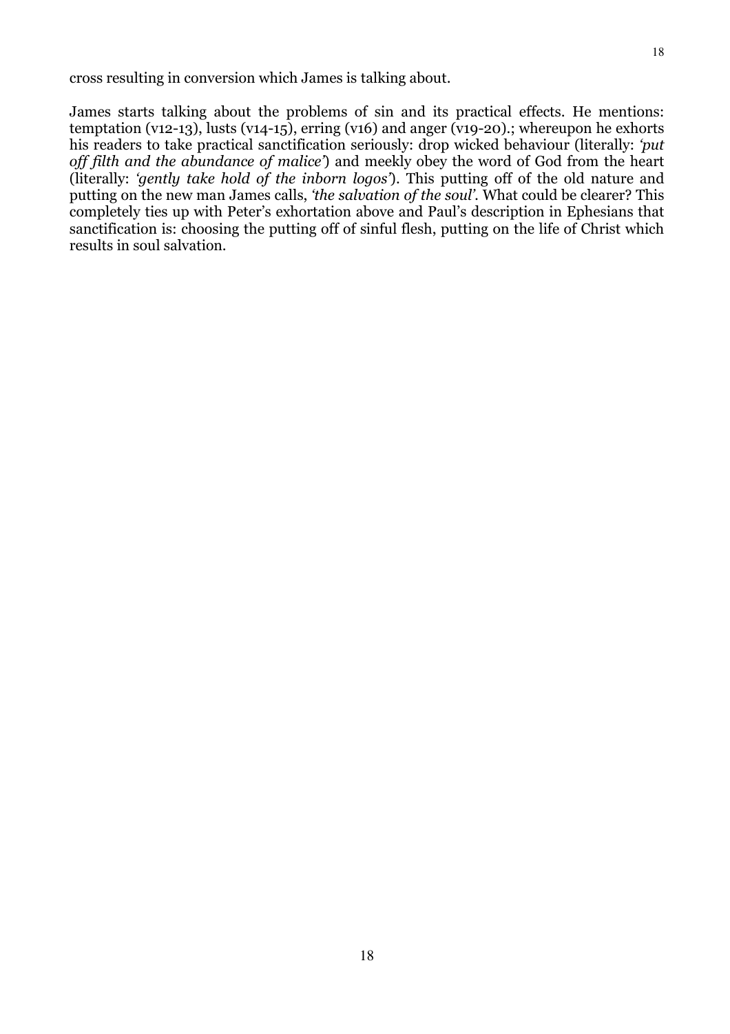cross resulting in conversion which James is talking about.

James starts talking about the problems of sin and its practical effects. He mentions: temptation (v12-13), lusts (v14-15), erring (v16) and anger (v19-20).; whereupon he exhorts his readers to take practical sanctification seriously: drop wicked behaviour (literally: *'put off filth and the abundance of malice'*) and meekly obey the word of God from the heart (literally: *'gently take hold of the inborn logos'*). This putting off of the old nature and putting on the new man James calls, *'the salvation of the soul'*. What could be clearer? This completely ties up with Peter's exhortation above and Paul's description in Ephesians that sanctification is: choosing the putting off of sinful flesh, putting on the life of Christ which results in soul salvation.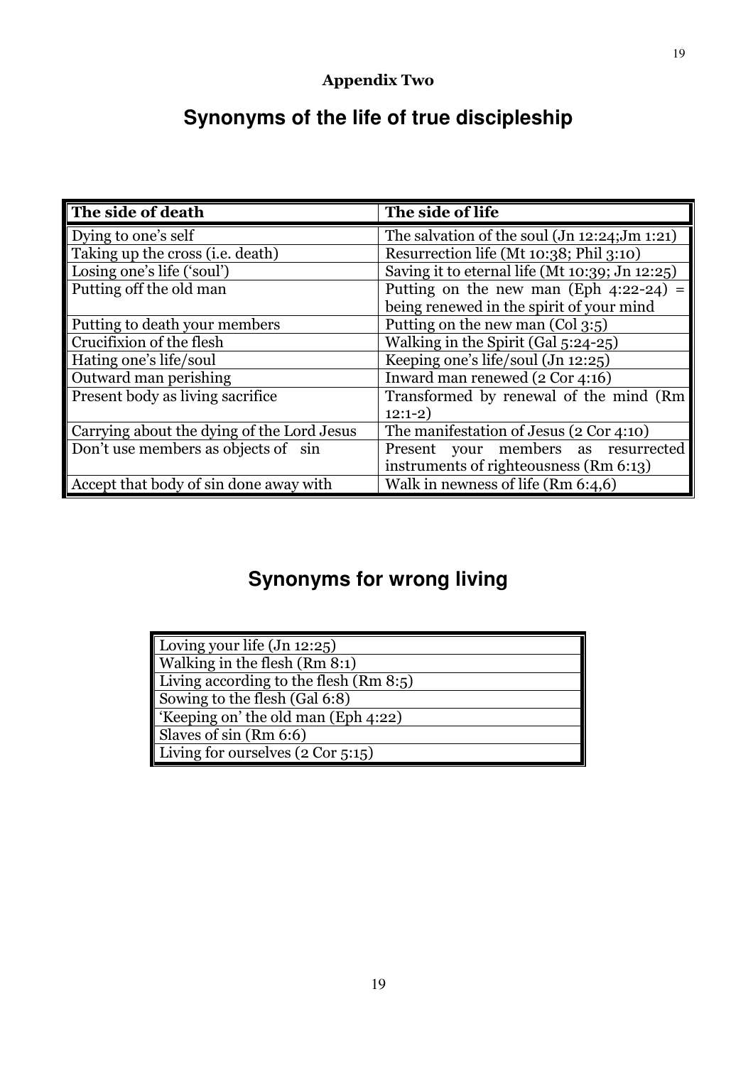**Appendix Two**

# Synonyms of the life of true discipleship

| The side of death | The side of life |
|---|---|
| Dying to one's self | The salvation of the soul (Jn 12:24;Jm 1:21) |
| Taking up the cross (i.e. death) | Resurrection life (Mt 10:38; Phil 3:10) |
| Losing one's life ('soul') | Saving it to eternal life (Mt 10:39; Jn 12:25) |
| Putting off the old man | Putting on the new man (Eph 4:22-24) = being renewed in the spirit of your mind |
| Putting to death your members | Putting on the new man (Col 3:5) |
| Crucifixion of the flesh | Walking in the Spirit (Gal 5:24-25) |
| Hating one's life/soul | Keeping one's life/soul (Jn 12:25) |
| Outward man perishing | Inward man renewed (2 Cor 4:16) |
| Present body as living sacrifice | Transformed by renewal of the mind (Rm 12:1-2) |
| Carrying about the dying of the Lord Jesus | The manifestation of Jesus (2 Cor 4:10) |
| Don't use members as objects of sin | Present your members as resurrected instruments of righteousness (Rm 6:13) |
| Accept that body of sin done away with | Walk in newness of life (Rm 6:4,6) |

# Synonyms for wrong living

| |
|---|
| Loving your life (Jn 12:25) |
| Walking in the flesh (Rm 8:1) |
| Living according to the flesh (Rm 8:5) |
| Sowing to the flesh (Gal 6:8) |
| 'Keeping on' the old man (Eph 4:22) |
| Slaves of sin (Rm 6:6) |
| Living for ourselves (2 Cor 5:15) |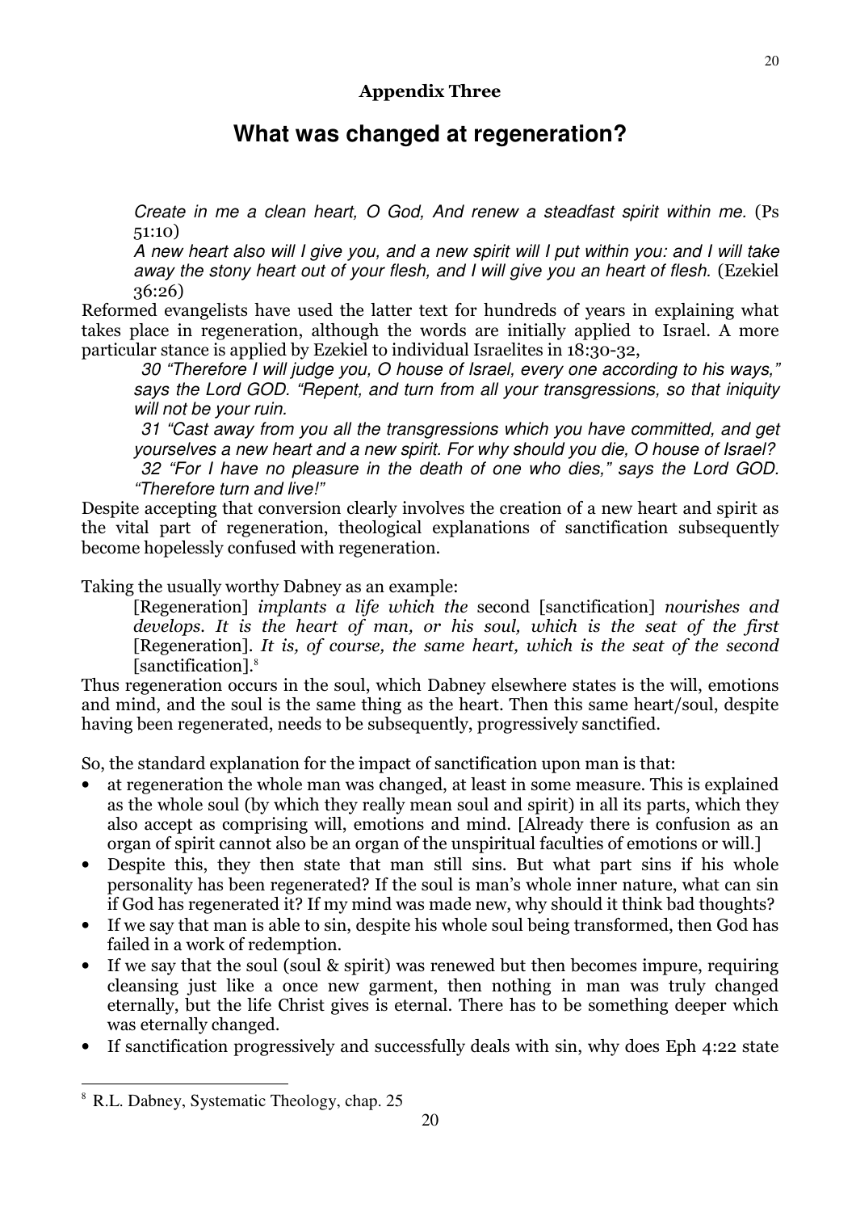**Appendix Three**

## What was changed at regeneration?

> *Create in me a clean heart, O God, And renew a steadfast spirit within me.* (Ps 51:10)
>
> *A new heart also will I give you, and a new spirit will I put within you: and I will take away the stony heart out of your flesh, and I will give you an heart of flesh.* (Ezekiel 36:26)

Reformed evangelists have used the latter text for hundreds of years in explaining what takes place in regeneration, although the words are initially applied to Israel. A more particular stance is applied by Ezekiel to individual Israelites in 18:30-32,

> *30 "Therefore I will judge you, O house of Israel, every one according to his ways," says the Lord GOD. "Repent, and turn from all your transgressions, so that iniquity will not be your ruin.*
>
> *31 "Cast away from you all the transgressions which you have committed, and get yourselves a new heart and a new spirit. For why should you die, O house of Israel?*
>
> *32 "For I have no pleasure in the death of one who dies," says the Lord GOD. "Therefore turn and live!"*

Despite accepting that conversion clearly involves the creation of a new heart and spirit as the vital part of regeneration, theological explanations of sanctification subsequently become hopelessly confused with regeneration.

Taking the usually worthy Dabney as an example:

> [Regeneration] *implants a life which the* second [sanctification] *nourishes and develops. It is the heart of man, or his soul, which is the seat of the first* [Regeneration]. *It is, of course, the same heart, which is the seat of the second* [sanctification].[8]

Thus regeneration occurs in the soul, which Dabney elsewhere states is the will, emotions and mind, and the soul is the same thing as the heart. Then this same heart/soul, despite having been regenerated, needs to be subsequently, progressively sanctified.

So, the standard explanation for the impact of sanctification upon man is that:

- at regeneration the whole man was changed, at least in some measure. This is explained as the whole soul (by which they really mean soul and spirit) in all its parts, which they also accept as comprising will, emotions and mind. [Already there is confusion as an organ of spirit cannot also be an organ of the unspiritual faculties of emotions or will.]
- Despite this, they then state that man still sins. But what part sins if his whole personality has been regenerated? If the soul is man's whole inner nature, what can sin if God has regenerated it? If my mind was made new, why should it think bad thoughts?
- If we say that man is able to sin, despite his whole soul being transformed, then God has failed in a work of redemption.
- If we say that the soul (soul & spirit) was renewed but then becomes impure, requiring cleansing just like a once new garment, then nothing in man was truly changed eternally, but the life Christ gives is eternal. There has to be something deeper which was eternally changed.
- If sanctification progressively and successfully deals with sin, why does Eph 4:22 state

---

[8] R.L. Dabney, Systematic Theology, chap. 25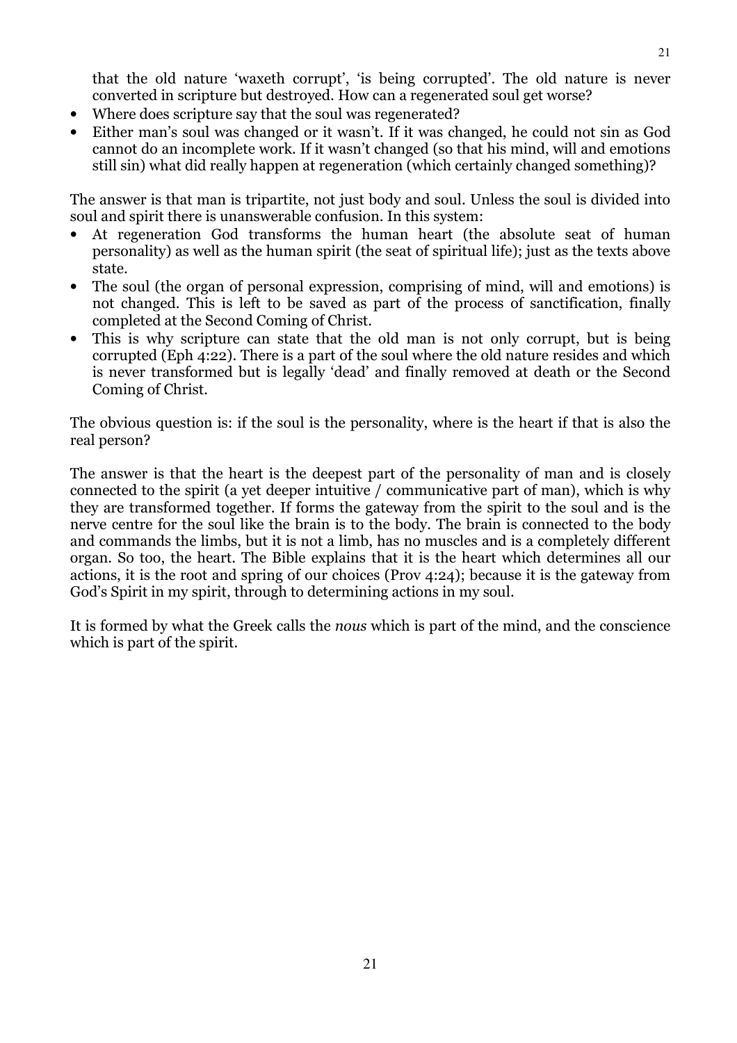that the old nature 'waxeth corrupt', 'is being corrupted'. The old nature is never converted in scripture but destroyed. How can a regenerated soul get worse?

- Where does scripture say that the soul was regenerated?
- Either man's soul was changed or it wasn't. If it was changed, he could not sin as God cannot do an incomplete work. If it wasn't changed (so that his mind, will and emotions still sin) what did really happen at regeneration (which certainly changed something)?

The answer is that man is tripartite, not just body and soul. Unless the soul is divided into soul and spirit there is unanswerable confusion. In this system:

- At regeneration God transforms the human heart (the absolute seat of human personality) as well as the human spirit (the seat of spiritual life); just as the texts above state.
- The soul (the organ of personal expression, comprising of mind, will and emotions) is not changed. This is left to be saved as part of the process of sanctification, finally completed at the Second Coming of Christ.
- This is why scripture can state that the old man is not only corrupt, but is being corrupted (Eph 4:22). There is a part of the soul where the old nature resides and which is never transformed but is legally 'dead' and finally removed at death or the Second Coming of Christ.

The obvious question is: if the soul is the personality, where is the heart if that is also the real person?

The answer is that the heart is the deepest part of the personality of man and is closely connected to the spirit (a yet deeper intuitive / communicative part of man), which is why they are transformed together. If forms the gateway from the spirit to the soul and is the nerve centre for the soul like the brain is to the body. The brain is connected to the body and commands the limbs, but it is not a limb, has no muscles and is a completely different organ. So too, the heart. The Bible explains that it is the heart which determines all our actions, it is the root and spring of our choices (Prov 4:24); because it is the gateway from God's Spirit in my spirit, through to determining actions in my soul.

It is formed by what the Greek calls the *nous* which is part of the mind, and the conscience which is part of the spirit.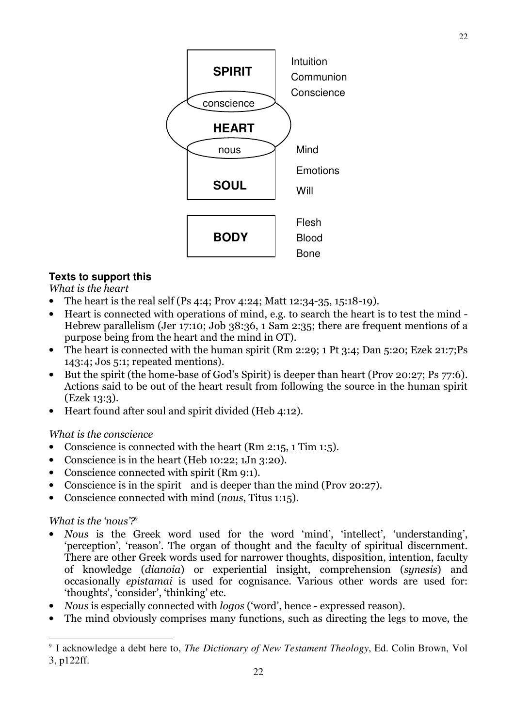| | |
|---|---|
| **SPIRIT** | Intuition<br>Communion<br>Conscience |
| conscience | |
| **HEART** | |
| nous | Mind |
| **SOUL** | Emotions<br>Will |
| **BODY** | Flesh<br>Blood<br>Bone |

**Texts to support this**

*What is the heart*

- The heart is the real self (Ps 4:4; Prov 4:24; Matt 12:34-35, 15:18-19).
- Heart is connected with operations of mind, e.g. to search the heart is to test the mind - Hebrew parallelism (Jer 17:10; Job 38:36, 1 Sam 2:35; there are frequent mentions of a purpose being from the heart and the mind in OT).
- The heart is connected with the human spirit (Rm 2:29; 1 Pt 3:4; Dan 5:20; Ezek 21:7;Ps 143:4; Jos 5:1; repeated mentions).
- But the spirit (the home-base of God's Spirit) is deeper than heart (Prov 20:27; Ps 77:6). Actions said to be out of the heart result from following the source in the human spirit (Ezek 13:3).
- Heart found after soul and spirit divided (Heb 4:12).

*What is the conscience*

- Conscience is connected with the heart (Rm 2:15, 1 Tim 1:5).
- Conscience is in the heart (Heb 10:22; 1Jn 3:20).
- Conscience connected with spirit (Rm 9:1).
- Conscience is in the spirit and is deeper than the mind (Prov 20:27).
- Conscience connected with mind (*nous*, Titus 1:15).

*What is the 'nous'?*[9]

- *Nous* is the Greek word used for the word 'mind', 'intellect', 'understanding', 'perception', 'reason'. The organ of thought and the faculty of spiritual discernment. There are other Greek words used for narrower thoughts, disposition, intention, faculty of knowledge (*dianoia*) or experiential insight, comprehension (*synesis*) and occasionally *epistamai* is used for cognisance. Various other words are used for: 'thoughts', 'consider', 'thinking' etc.
- *Nous* is especially connected with *logos* ('word', hence - expressed reason).
- The mind obviously comprises many functions, such as directing the legs to move, the

[9] I acknowledge a debt here to, *The Dictionary of New Testament Theology*, Ed. Colin Brown, Vol 3, p122ff.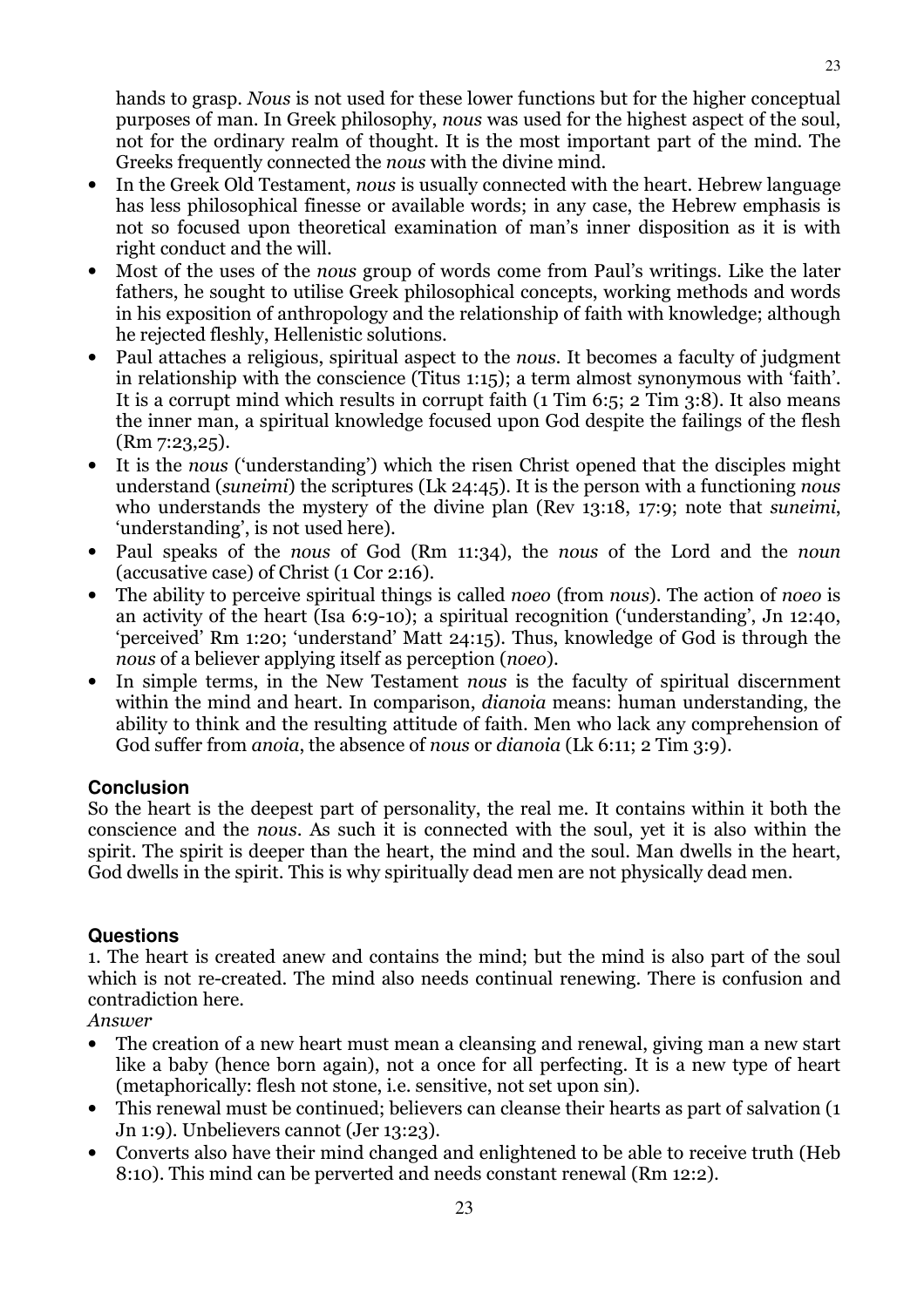hands to grasp. *Nous* is not used for these lower functions but for the higher conceptual purposes of man. In Greek philosophy, *nous* was used for the highest aspect of the soul, not for the ordinary realm of thought. It is the most important part of the mind. The Greeks frequently connected the *nous* with the divine mind.

- In the Greek Old Testament, *nous* is usually connected with the heart. Hebrew language has less philosophical finesse or available words; in any case, the Hebrew emphasis is not so focused upon theoretical examination of man's inner disposition as it is with right conduct and the will.
- Most of the uses of the *nous* group of words come from Paul's writings. Like the later fathers, he sought to utilise Greek philosophical concepts, working methods and words in his exposition of anthropology and the relationship of faith with knowledge; although he rejected fleshly, Hellenistic solutions.
- Paul attaches a religious, spiritual aspect to the *nous*. It becomes a faculty of judgment in relationship with the conscience (Titus 1:15); a term almost synonymous with 'faith'. It is a corrupt mind which results in corrupt faith (1 Tim 6:5; 2 Tim 3:8). It also means the inner man, a spiritual knowledge focused upon God despite the failings of the flesh (Rm 7:23,25).
- It is the *nous* ('understanding') which the risen Christ opened that the disciples might understand (*suneimi*) the scriptures (Lk 24:45). It is the person with a functioning *nous* who understands the mystery of the divine plan (Rev 13:18, 17:9; note that *suneimi*, 'understanding', is not used here).
- Paul speaks of the *nous* of God (Rm 11:34), the *nous* of the Lord and the *noun* (accusative case) of Christ (1 Cor 2:16).
- The ability to perceive spiritual things is called *noeo* (from *nous*). The action of *noeo* is an activity of the heart (Isa 6:9-10); a spiritual recognition ('understanding', Jn 12:40, 'perceived' Rm 1:20; 'understand' Matt 24:15). Thus, knowledge of God is through the *nous* of a believer applying itself as perception (*noeo*).
- In simple terms, in the New Testament *nous* is the faculty of spiritual discernment within the mind and heart. In comparison, *dianoia* means: human understanding, the ability to think and the resulting attitude of faith. Men who lack any comprehension of God suffer from *anoia*, the absence of *nous* or *dianoia* (Lk 6:11; 2 Tim 3:9).

## Conclusion

So the heart is the deepest part of personality, the real me. It contains within it both the conscience and the *nous*. As such it is connected with the soul, yet it is also within the spirit. The spirit is deeper than the heart, the mind and the soul. Man dwells in the heart, God dwells in the spirit. This is why spiritually dead men are not physically dead men.

## Questions

1. The heart is created anew and contains the mind; but the mind is also part of the soul which is not re-created. The mind also needs continual renewing. There is confusion and contradiction here.

*Answer*

- The creation of a new heart must mean a cleansing and renewal, giving man a new start like a baby (hence born again), not a once for all perfecting. It is a new type of heart (metaphorically: flesh not stone, i.e. sensitive, not set upon sin).
- This renewal must be continued; believers can cleanse their hearts as part of salvation (1 Jn 1:9). Unbelievers cannot (Jer 13:23).
- Converts also have their mind changed and enlightened to be able to receive truth (Heb 8:10). This mind can be perverted and needs constant renewal (Rm 12:2).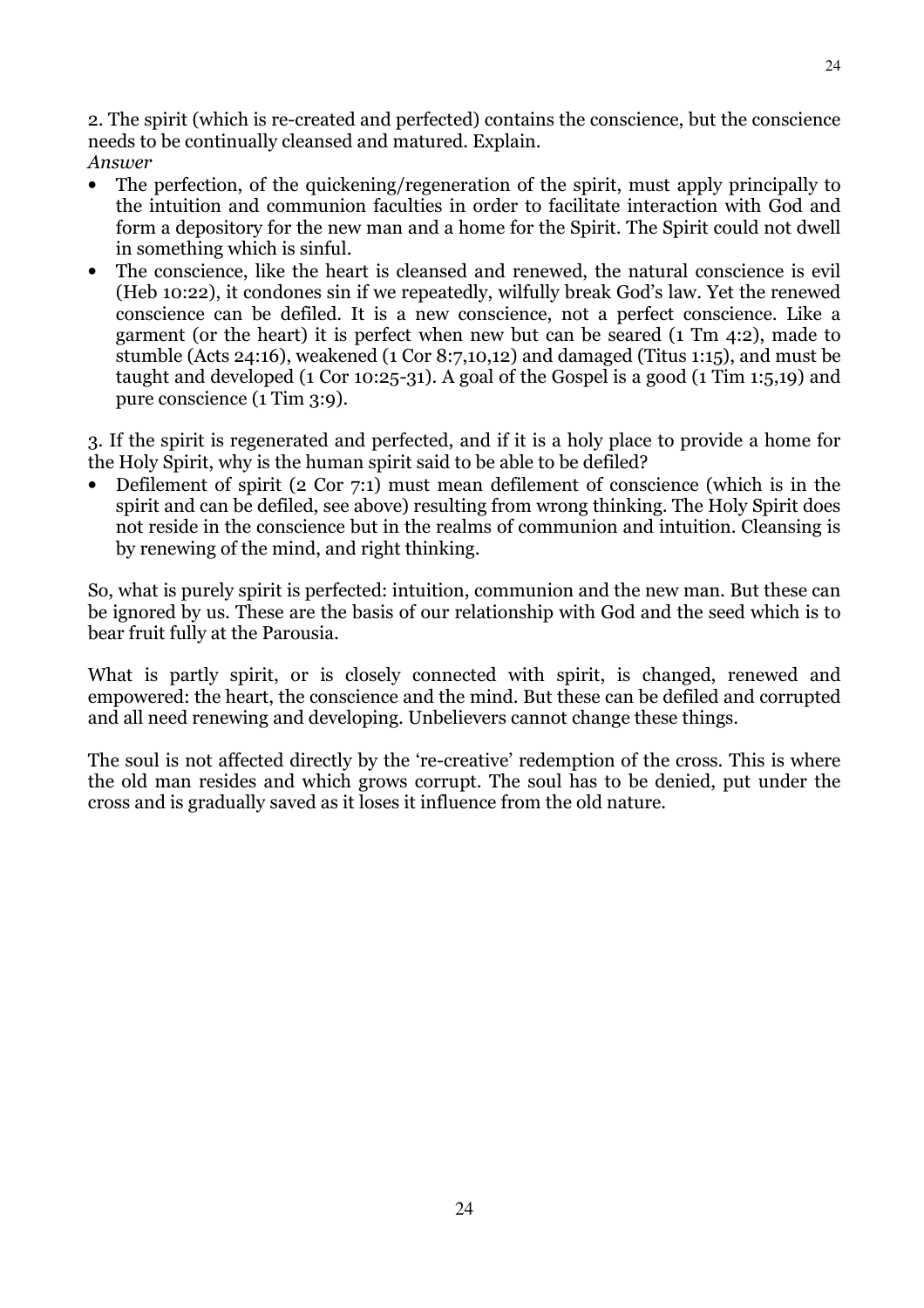2. The spirit (which is re-created and perfected) contains the conscience, but the conscience needs to be continually cleansed and matured. Explain.

*Answer*

- The perfection, of the quickening/regeneration of the spirit, must apply principally to the intuition and communion faculties in order to facilitate interaction with God and form a depository for the new man and a home for the Spirit. The Spirit could not dwell in something which is sinful.
- The conscience, like the heart is cleansed and renewed, the natural conscience is evil (Heb 10:22), it condones sin if we repeatedly, wilfully break God's law. Yet the renewed conscience can be defiled. It is a new conscience, not a perfect conscience. Like a garment (or the heart) it is perfect when new but can be seared (1 Tm 4:2), made to stumble (Acts 24:16), weakened (1 Cor 8:7,10,12) and damaged (Titus 1:15), and must be taught and developed (1 Cor 10:25-31). A goal of the Gospel is a good (1 Tim 1:5,19) and pure conscience (1 Tim 3:9).

3. If the spirit is regenerated and perfected, and if it is a holy place to provide a home for the Holy Spirit, why is the human spirit said to be able to be defiled?

- Defilement of spirit (2 Cor 7:1) must mean defilement of conscience (which is in the spirit and can be defiled, see above) resulting from wrong thinking. The Holy Spirit does not reside in the conscience but in the realms of communion and intuition. Cleansing is by renewing of the mind, and right thinking.

So, what is purely spirit is perfected: intuition, communion and the new man. But these can be ignored by us. These are the basis of our relationship with God and the seed which is to bear fruit fully at the Parousia.

What is partly spirit, or is closely connected with spirit, is changed, renewed and empowered: the heart, the conscience and the mind. But these can be defiled and corrupted and all need renewing and developing. Unbelievers cannot change these things.

The soul is not affected directly by the 're-creative' redemption of the cross. This is where the old man resides and which grows corrupt. The soul has to be denied, put under the cross and is gradually saved as it loses it influence from the old nature.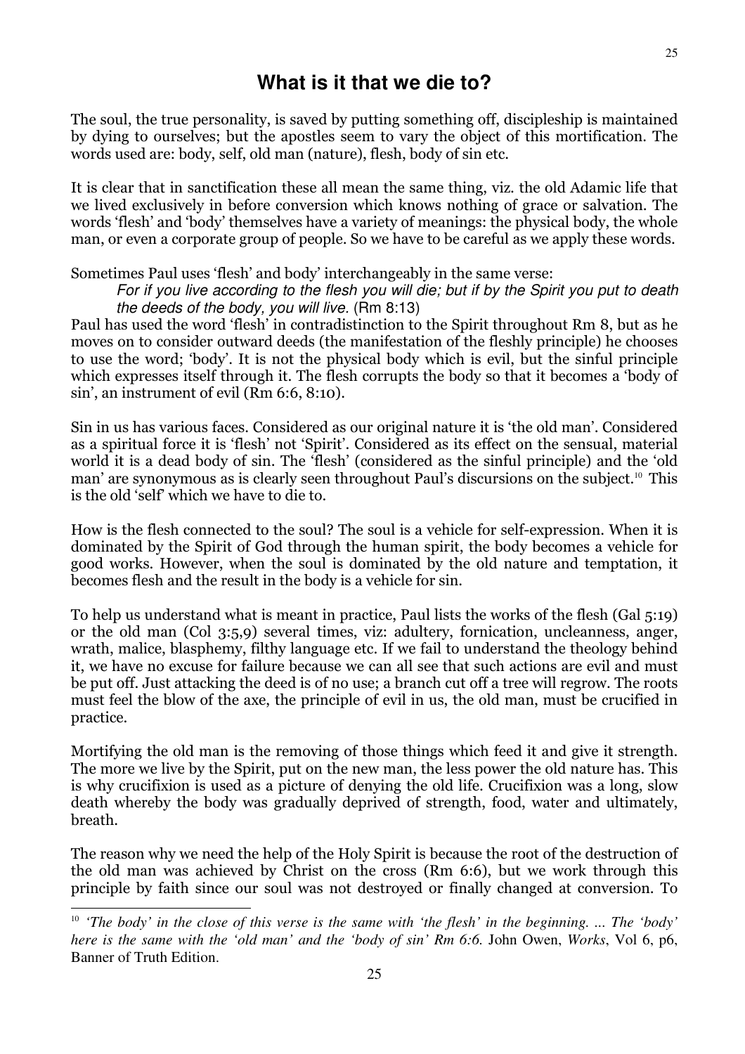## What is it that we die to?

The soul, the true personality, is saved by putting something off, discipleship is maintained by dying to ourselves; but the apostles seem to vary the object of this mortification. The words used are: body, self, old man (nature), flesh, body of sin etc.

It is clear that in sanctification these all mean the same thing, viz. the old Adamic life that we lived exclusively in before conversion which knows nothing of grace or salvation. The words 'flesh' and 'body' themselves have a variety of meanings: the physical body, the whole man, or even a corporate group of people. So we have to be careful as we apply these words.

Sometimes Paul uses 'flesh' and body' interchangeably in the same verse:

> *For if you live according to the flesh you will die; but if by the Spirit you put to death the deeds of the body, you will live.* (Rm 8:13)

Paul has used the word 'flesh' in contradistinction to the Spirit throughout Rm 8, but as he moves on to consider outward deeds (the manifestation of the fleshly principle) he chooses to use the word; 'body'. It is not the physical body which is evil, but the sinful principle which expresses itself through it. The flesh corrupts the body so that it becomes a 'body of sin', an instrument of evil (Rm 6:6, 8:10).

Sin in us has various faces. Considered as our original nature it is 'the old man'. Considered as a spiritual force it is 'flesh' not 'Spirit'. Considered as its effect on the sensual, material world it is a dead body of sin. The 'flesh' (considered as the sinful principle) and the 'old man' are synonymous as is clearly seen throughout Paul's discursions on the subject.[10] This is the old 'self' which we have to die to.

How is the flesh connected to the soul? The soul is a vehicle for self-expression. When it is dominated by the Spirit of God through the human spirit, the body becomes a vehicle for good works. However, when the soul is dominated by the old nature and temptation, it becomes flesh and the result in the body is a vehicle for sin.

To help us understand what is meant in practice, Paul lists the works of the flesh (Gal 5:19) or the old man (Col 3:5,9) several times, viz: adultery, fornication, uncleanness, anger, wrath, malice, blasphemy, filthy language etc. If we fail to understand the theology behind it, we have no excuse for failure because we can all see that such actions are evil and must be put off. Just attacking the deed is of no use; a branch cut off a tree will regrow. The roots must feel the blow of the axe, the principle of evil in us, the old man, must be crucified in practice.

Mortifying the old man is the removing of those things which feed it and give it strength. The more we live by the Spirit, put on the new man, the less power the old nature has. This is why crucifixion is used as a picture of denying the old life. Crucifixion was a long, slow death whereby the body was gradually deprived of strength, food, water and ultimately, breath.

The reason why we need the help of the Holy Spirit is because the root of the destruction of the old man was achieved by Christ on the cross (Rm 6:6), but we work through this principle by faith since our soul was not destroyed or finally changed at conversion. To

[10] *'The body' in the close of this verse is the same with 'the flesh' in the beginning. ... The 'body' here is the same with the 'old man' and the 'body of sin' Rm 6:6.* John Owen, *Works*, Vol 6, p6, Banner of Truth Edition.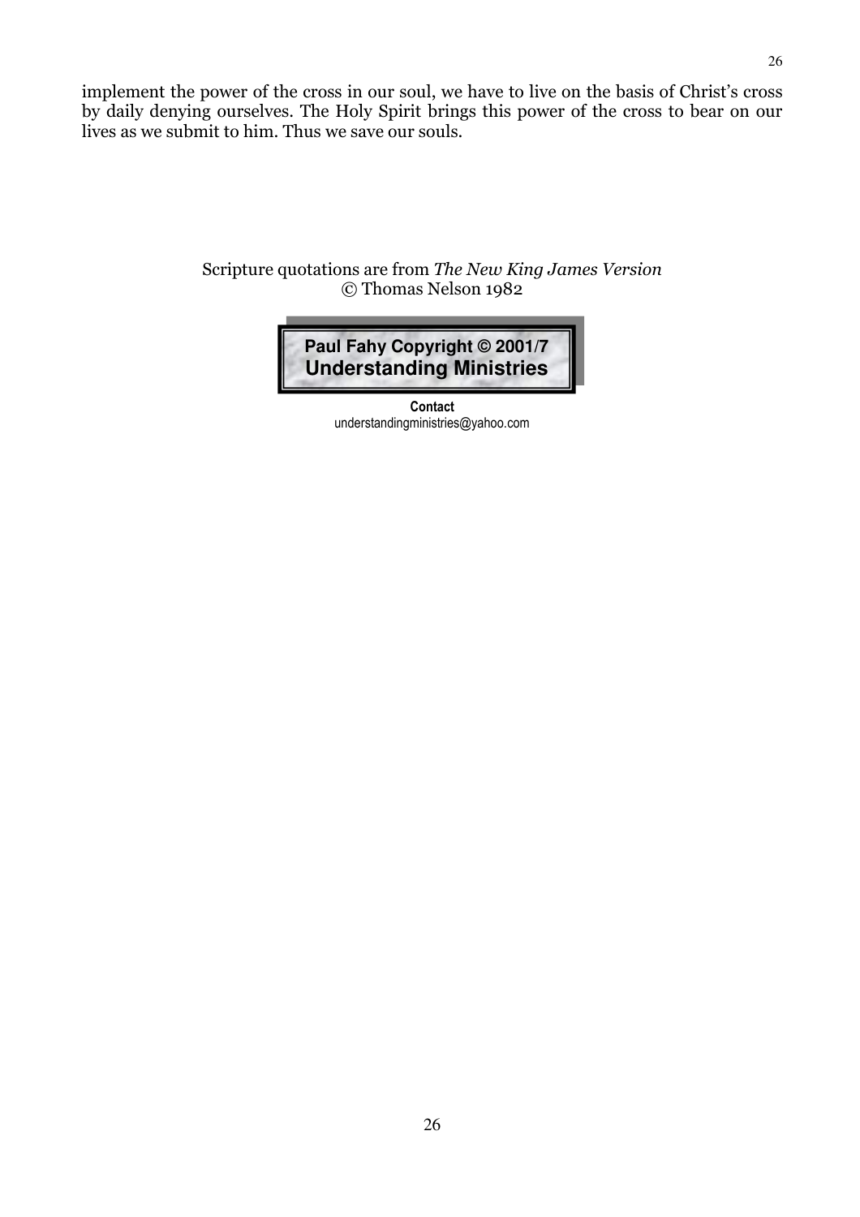implement the power of the cross in our soul, we have to live on the basis of Christ's cross by daily denying ourselves. The Holy Spirit brings this power of the cross to bear on our lives as we submit to him. Thus we save our souls.

Scripture quotations are from *The New King James Version*
© Thomas Nelson 1982

**Paul Fahy Copyright © 2001/7**
**Understanding Ministries**

**Contact**
understandingministries@yahoo.com